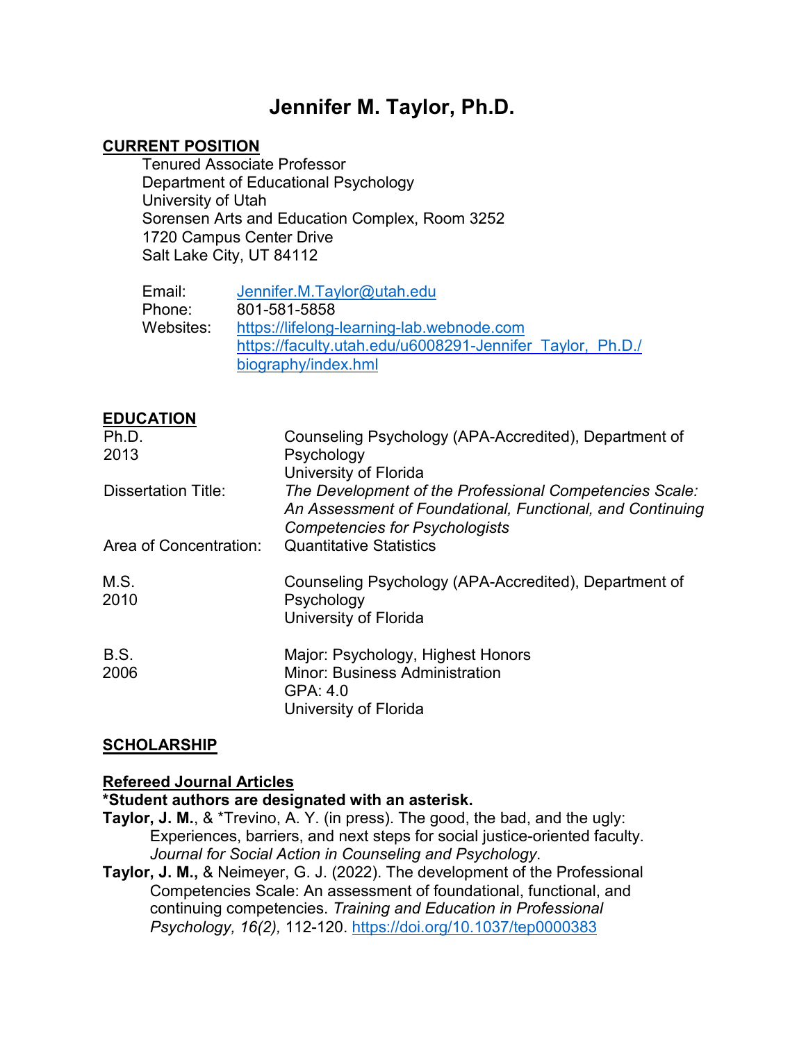# Jennifer M. Taylor, Ph.D.

## CURRENT POSITION

Tenured Associate Professor
Department of Educational Psychology
University of Utah
Sorensen Arts and Education Complex, Room 3252
1720 Campus Center Drive
Salt Lake City, UT 84112

Email: Jennifer.M.Taylor@utah.edu
Phone: 801-581-5858
Websites: https://lifelong-learning-lab.webnode.com
https://faculty.utah.edu/u6008291-Jennifer_Taylor,_Ph.D./biography/index.hml

## EDUCATION

| | |
|---|---|
| Ph.D.<br>2013 | Counseling Psychology (APA-Accredited), Department of Psychology<br>University of Florida |
| Dissertation Title: | *The Development of the Professional Competencies Scale: An Assessment of Foundational, Functional, and Continuing Competencies for Psychologists* |
| Area of Concentration: | Quantitative Statistics |
| M.S.<br>2010 | Counseling Psychology (APA-Accredited), Department of Psychology<br>University of Florida |
| B.S.<br>2006 | Major: Psychology, Highest Honors<br>Minor: Business Administration<br>GPA: 4.0<br>University of Florida |

## SCHOLARSHIP

### Refereed Journal Articles

**\*Student authors are designated with an asterisk.**

**Taylor, J. M.**, & *Trevino, A. Y. (in press). The good, the bad, and the ugly: Experiences, barriers, and next steps for social justice-oriented faculty. *Journal for Social Action in Counseling and Psychology*.

**Taylor, J. M.,** & Neimeyer, G. J. (2022). The development of the Professional Competencies Scale: An assessment of foundational, functional, and continuing competencies. *Training and Education in Professional Psychology, 16(2),* 112-120. https://doi.org/10.1037/tep0000383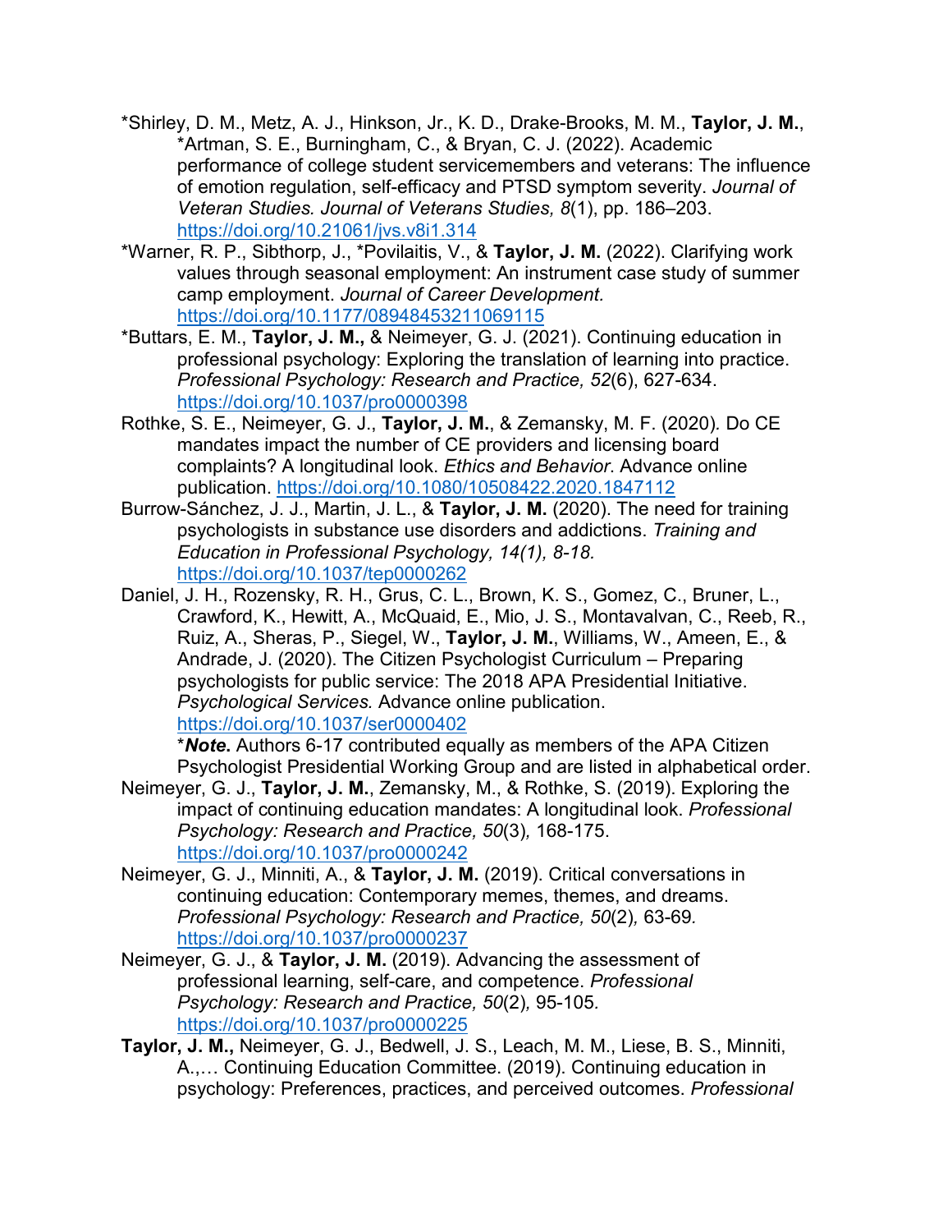*Shirley, D. M., Metz, A. J., Hinkson, Jr., K. D., Drake-Brooks, M. M., **Taylor, J. M.**, *Artman, S. E., Burningham, C., & Bryan, C. J. (2022). Academic performance of college student servicemembers and veterans: The influence of emotion regulation, self-efficacy and PTSD symptom severity. *Journal of Veteran Studies. Journal of Veterans Studies, 8*(1), pp. 186–203. https://doi.org/10.21061/jvs.v8i1.314

*Warner, R. P., Sibthorp, J., *Povilaitis, V., & **Taylor, J. M.** (2022). Clarifying work values through seasonal employment: An instrument case study of summer camp employment. *Journal of Career Development.* https://doi.org/10.1177/08948453211069115

*Buttars, E. M., **Taylor, J. M.,** & Neimeyer, G. J. (2021). Continuing education in professional psychology: Exploring the translation of learning into practice. *Professional Psychology: Research and Practice, 52*(6), 627-634. https://doi.org/10.1037/pro0000398

Rothke, S. E., Neimeyer, G. J., **Taylor, J. M.**, & Zemansky, M. F. (2020). Do CE mandates impact the number of CE providers and licensing board complaints? A longitudinal look. *Ethics and Behavior*. Advance online publication. https://doi.org/10.1080/10508422.2020.1847112

Burrow-Sánchez, J. J., Martin, J. L., & **Taylor, J. M.** (2020). The need for training psychologists in substance use disorders and addictions. *Training and Education in Professional Psychology, 14(1), 8-18.* https://doi.org/10.1037/tep0000262

Daniel, J. H., Rozensky, R. H., Grus, C. L., Brown, K. S., Gomez, C., Bruner, L., Crawford, K., Hewitt, A., McQuaid, E., Mio, J. S., Montavalvan, C., Reeb, R., Ruiz, A., Sheras, P., Siegel, W., **Taylor, J. M.**, Williams, W., Ameen, E., & Andrade, J. (2020). The Citizen Psychologist Curriculum – Preparing psychologists for public service: The 2018 APA Presidential Initiative. *Psychological Services.* Advance online publication. https://doi.org/10.1037/ser0000402
*_**Note**_**.** Authors 6-17 contributed equally as members of the APA Citizen Psychologist Presidential Working Group and are listed in alphabetical order.

Neimeyer, G. J., **Taylor, J. M.**, Zemansky, M., & Rothke, S. (2019). Exploring the impact of continuing education mandates: A longitudinal look. *Professional Psychology: Research and Practice, 50*(3)*,* 168-175. https://doi.org/10.1037/pro0000242

Neimeyer, G. J., Minniti, A., & **Taylor, J. M.** (2019). Critical conversations in continuing education: Contemporary memes, themes, and dreams. *Professional Psychology: Research and Practice, 50*(2)*,* 63-69*.* https://doi.org/10.1037/pro0000237

Neimeyer, G. J., & **Taylor, J. M.** (2019). Advancing the assessment of professional learning, self-care, and competence. *Professional Psychology: Research and Practice, 50*(2)*,* 95-105*.* https://doi.org/10.1037/pro0000225

**Taylor, J. M.,** Neimeyer, G. J., Bedwell, J. S., Leach, M. M., Liese, B. S., Minniti, A.,… Continuing Education Committee. (2019). Continuing education in psychology: Preferences, practices, and perceived outcomes. *Professional*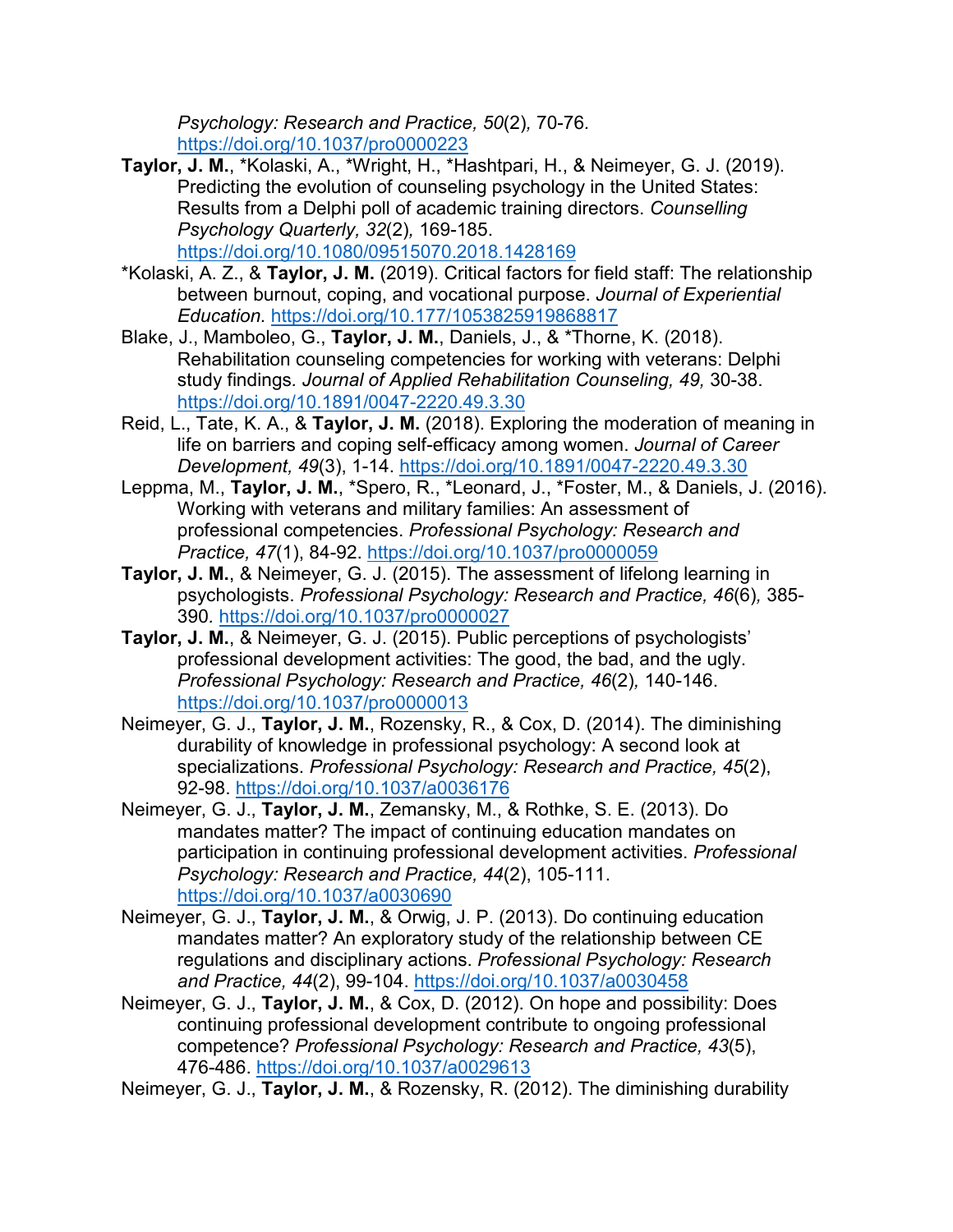*Psychology: Research and Practice, 50*(2)*,* 70-76*.* https://doi.org/10.1037/pro0000223

**Taylor, J. M.**, *Kolaski, A., *Wright, H., *Hashtpari, H., & Neimeyer, G. J. (2019). Predicting the evolution of counseling psychology in the United States: Results from a Delphi poll of academic training directors. *Counselling Psychology Quarterly, 32*(2)*,* 169-185. https://doi.org/10.1080/09515070.2018.1428169

*Kolaski, A. Z., & **Taylor, J. M.** (2019). Critical factors for field staff: The relationship between burnout, coping, and vocational purpose. *Journal of Experiential Education*. https://doi.org/10.177/1053825919868817

Blake, J., Mamboleo, G., **Taylor, J. M.**, Daniels, J., & *Thorne, K. (2018). Rehabilitation counseling competencies for working with veterans: Delphi study findings*. Journal of Applied Rehabilitation Counseling, 49,* 30-38. https://doi.org/10.1891/0047-2220.49.3.30

Reid, L., Tate, K. A., & **Taylor, J. M.** (2018). Exploring the moderation of meaning in life on barriers and coping self-efficacy among women. *Journal of Career Development, 49*(3), 1-14. https://doi.org/10.1891/0047-2220.49.3.30

Leppma, M., **Taylor, J. M.**, *Spero, R., *Leonard, J., *Foster, M., & Daniels, J. (2016). Working with veterans and military families: An assessment of professional competencies. *Professional Psychology: Research and Practice, 47*(1), 84-92. https://doi.org/10.1037/pro0000059

**Taylor, J. M.**, & Neimeyer, G. J. (2015). The assessment of lifelong learning in psychologists. *Professional Psychology: Research and Practice, 46*(6)*,* 385-390*.* https://doi.org/10.1037/pro0000027

**Taylor, J. M.**, & Neimeyer, G. J. (2015). Public perceptions of psychologists' professional development activities: The good, the bad, and the ugly. *Professional Psychology: Research and Practice, 46*(2)*,* 140-146. https://doi.org/10.1037/pro0000013

Neimeyer, G. J., **Taylor, J. M.**, Rozensky, R., & Cox, D. (2014). The diminishing durability of knowledge in professional psychology: A second look at specializations. *Professional Psychology: Research and Practice, 45*(2), 92-98. https://doi.org/10.1037/a0036176

Neimeyer, G. J., **Taylor, J. M.**, Zemansky, M., & Rothke, S. E. (2013). Do mandates matter? The impact of continuing education mandates on participation in continuing professional development activities. *Professional Psychology: Research and Practice, 44*(2), 105-111. https://doi.org/10.1037/a0030690

Neimeyer, G. J., **Taylor, J. M.**, & Orwig, J. P. (2013). Do continuing education mandates matter? An exploratory study of the relationship between CE regulations and disciplinary actions. *Professional Psychology: Research and Practice, 44*(2), 99-104. https://doi.org/10.1037/a0030458

Neimeyer, G. J., **Taylor, J. M.**, & Cox, D. (2012). On hope and possibility: Does continuing professional development contribute to ongoing professional competence? *Professional Psychology: Research and Practice, 43*(5), 476-486. https://doi.org/10.1037/a0029613

Neimeyer, G. J., **Taylor, J. M.**, & Rozensky, R. (2012). The diminishing durability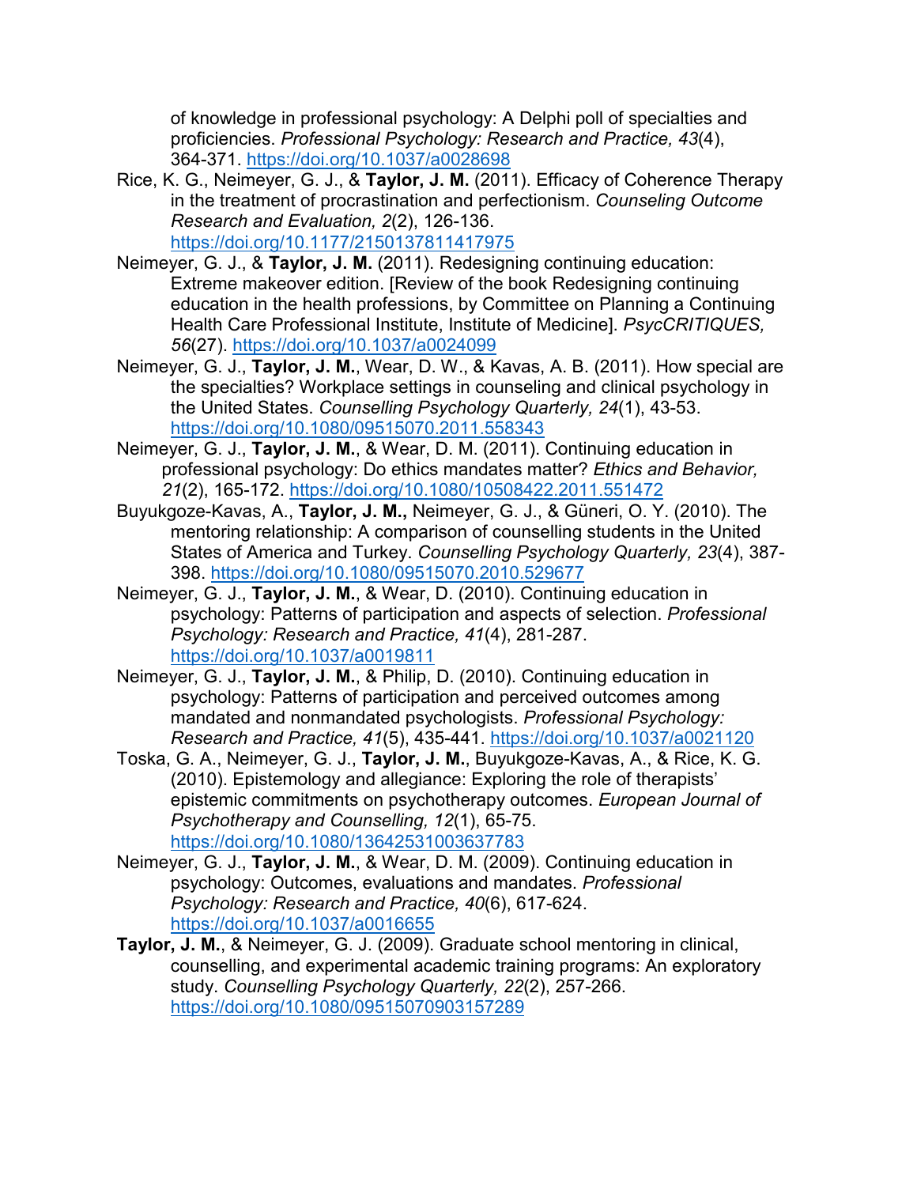of knowledge in professional psychology: A Delphi poll of specialties and proficiencies. *Professional Psychology: Research and Practice, 43*(4), 364-371. https://doi.org/10.1037/a0028698

Rice, K. G., Neimeyer, G. J., & **Taylor, J. M.** (2011). Efficacy of Coherence Therapy in the treatment of procrastination and perfectionism. *Counseling Outcome Research and Evaluation, 2*(2), 126-136. https://doi.org/10.1177/2150137811417975

Neimeyer, G. J., & **Taylor, J. M.** (2011). Redesigning continuing education: Extreme makeover edition. [Review of the book Redesigning continuing education in the health professions, by Committee on Planning a Continuing Health Care Professional Institute, Institute of Medicine]. *PsycCRITIQUES, 56*(27). https://doi.org/10.1037/a0024099

Neimeyer, G. J., **Taylor, J. M.**, Wear, D. W., & Kavas, A. B. (2011). How special are the specialties? Workplace settings in counseling and clinical psychology in the United States. *Counselling Psychology Quarterly, 24*(1), 43-53. https://doi.org/10.1080/09515070.2011.558343

Neimeyer, G. J., **Taylor, J. M.**, & Wear, D. M. (2011). Continuing education in professional psychology: Do ethics mandates matter? *Ethics and Behavior, 21*(2), 165-172. https://doi.org/10.1080/10508422.2011.551472

Buyukgoze-Kavas, A., **Taylor, J. M.,** Neimeyer, G. J., & Güneri, O. Y. (2010). The mentoring relationship: A comparison of counselling students in the United States of America and Turkey. *Counselling Psychology Quarterly, 23*(4), 387-398. https://doi.org/10.1080/09515070.2010.529677

Neimeyer, G. J., **Taylor, J. M.**, & Wear, D. (2010). Continuing education in psychology: Patterns of participation and aspects of selection. *Professional Psychology: Research and Practice, 41*(4), 281-287. https://doi.org/10.1037/a0019811

Neimeyer, G. J., **Taylor, J. M.**, & Philip, D. (2010). Continuing education in psychology: Patterns of participation and perceived outcomes among mandated and nonmandated psychologists. *Professional Psychology: Research and Practice, 41*(5), 435-441. https://doi.org/10.1037/a0021120

Toska, G. A., Neimeyer, G. J., **Taylor, J. M.**, Buyukgoze-Kavas, A., & Rice, K. G. (2010). Epistemology and allegiance: Exploring the role of therapists' epistemic commitments on psychotherapy outcomes. *European Journal of Psychotherapy and Counselling, 12*(1), 65-75. https://doi.org/10.1080/13642531003637783

Neimeyer, G. J., **Taylor, J. M.**, & Wear, D. M. (2009). Continuing education in psychology: Outcomes, evaluations and mandates. *Professional Psychology: Research and Practice, 40*(6), 617-624. https://doi.org/10.1037/a0016655

**Taylor, J. M.**, & Neimeyer, G. J. (2009). Graduate school mentoring in clinical, counselling, and experimental academic training programs: An exploratory study. *Counselling Psychology Quarterly, 22*(2), 257-266. https://doi.org/10.1080/09515070903157289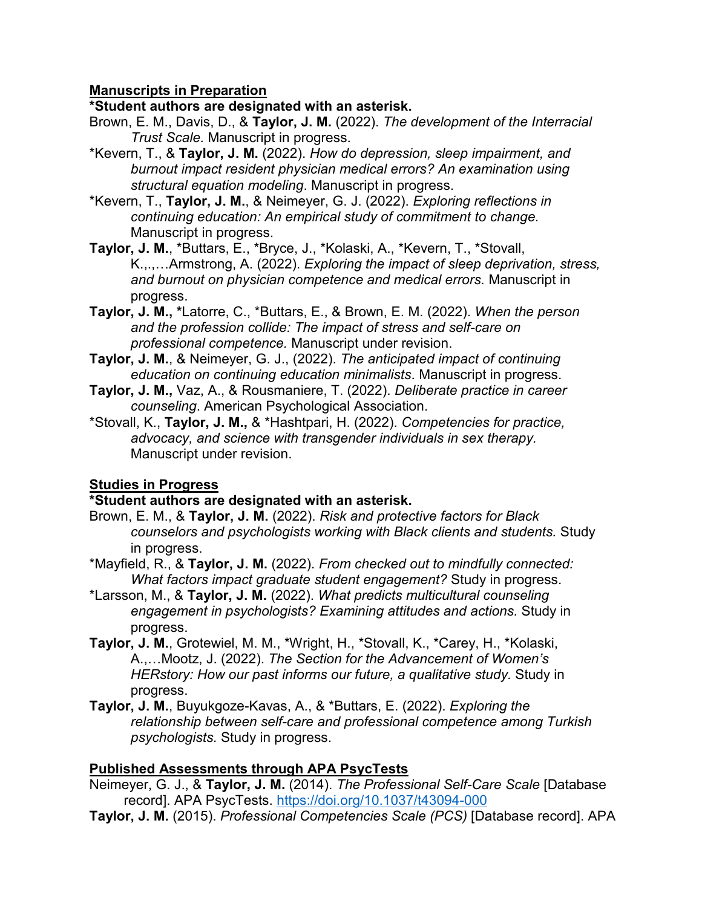**Manuscripts in Preparation**

**\*Student authors are designated with an asterisk.**

Brown, E. M., Davis, D., & **Taylor, J. M.** (2022). *The development of the Interracial Trust Scale.* Manuscript in progress.

\*Kevern, T., & **Taylor, J. M.** (2022). *How do depression, sleep impairment, and burnout impact resident physician medical errors? An examination using structural equation modeling*. Manuscript in progress.

\*Kevern, T., **Taylor, J. M.**, & Neimeyer, G. J. (2022). *Exploring reflections in continuing education: An empirical study of commitment to change.* Manuscript in progress.

**Taylor, J. M.**, \*Buttars, E., \*Bryce, J., \*Kolaski, A., \*Kevern, T., \*Stovall, K.,.,…Armstrong, A. (2022). *Exploring the impact of sleep deprivation, stress, and burnout on physician competence and medical errors.* Manuscript in progress.

**Taylor, J. M., \***Latorre, C., \*Buttars, E., & Brown, E. M. (2022). *When the person and the profession collide: The impact of stress and self-care on professional competence.* Manuscript under revision.

**Taylor, J. M.**, & Neimeyer, G. J., (2022). *The anticipated impact of continuing education on continuing education minimalists*. Manuscript in progress.

**Taylor, J. M.,** Vaz, A., & Rousmaniere, T. (2022). *Deliberate practice in career counseling*. American Psychological Association.

\*Stovall, K., **Taylor, J. M.,** & \*Hashtpari, H. (2022). *Competencies for practice, advocacy, and science with transgender individuals in sex therapy.* Manuscript under revision.

**Studies in Progress**

**\*Student authors are designated with an asterisk.**

Brown, E. M., & **Taylor, J. M.** (2022). *Risk and protective factors for Black counselors and psychologists working with Black clients and students.* Study in progress.

\*Mayfield, R., & **Taylor, J. M.** (2022). *From checked out to mindfully connected: What factors impact graduate student engagement?* Study in progress.

\*Larsson, M., & **Taylor, J. M.** (2022). *What predicts multicultural counseling engagement in psychologists? Examining attitudes and actions.* Study in progress.

**Taylor, J. M.**, Grotewiel, M. M., \*Wright, H., \*Stovall, K., \*Carey, H., \*Kolaski, A.,…Mootz, J. (2022). *The Section for the Advancement of Women's HERstory: How our past informs our future, a qualitative study.* Study in progress.

**Taylor, J. M.**, Buyukgoze-Kavas, A., & \*Buttars, E. (2022). *Exploring the relationship between self-care and professional competence among Turkish psychologists.* Study in progress.

**Published Assessments through APA PsycTests**

Neimeyer, G. J., & **Taylor, J. M.** (2014). *The Professional Self-Care Scale* [Database record]. APA PsycTests. https://doi.org/10.1037/t43094-000

**Taylor, J. M.** (2015). *Professional Competencies Scale (PCS)* [Database record]. APA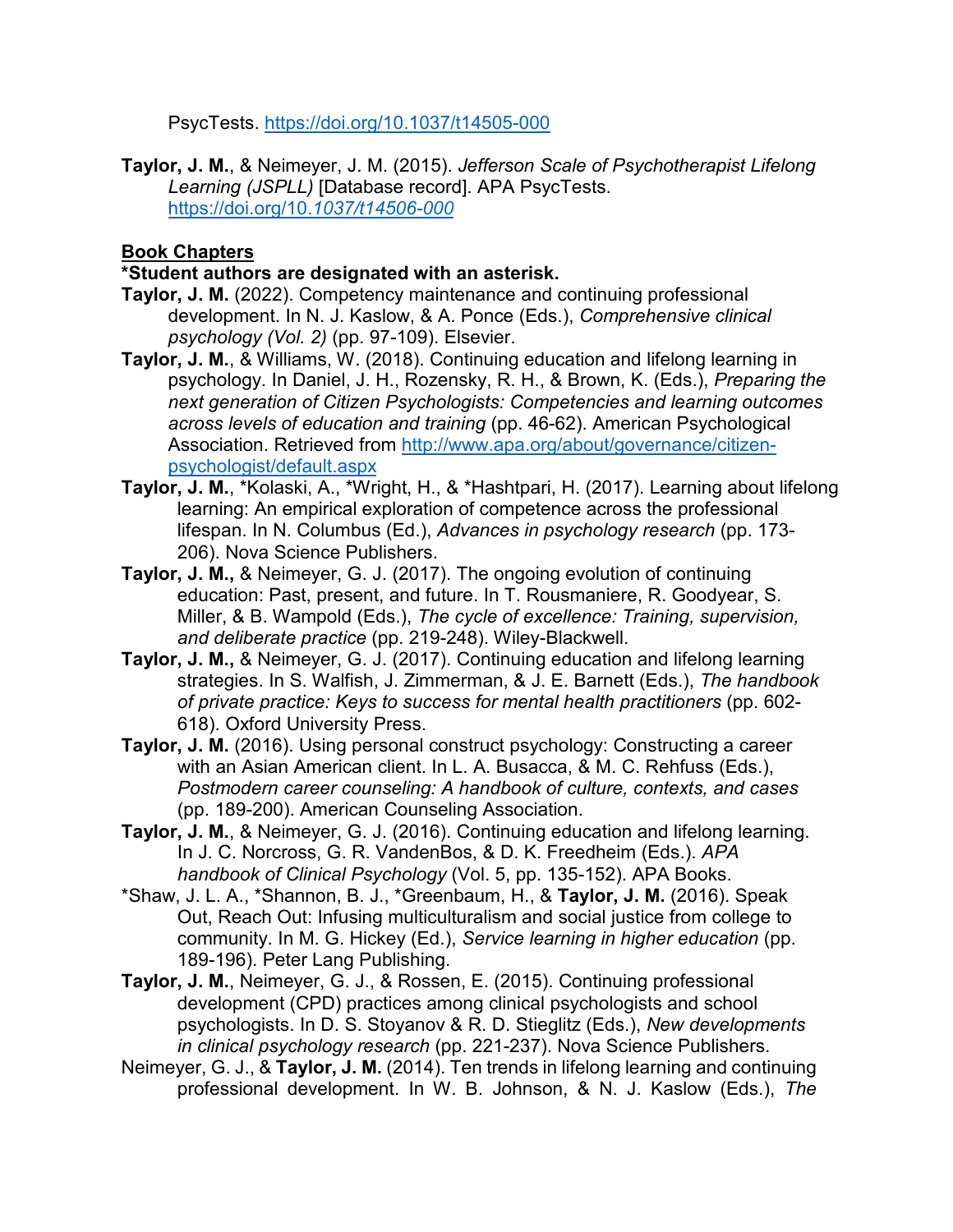PsycTests. https://doi.org/10.1037/t14505-000

**Taylor, J. M.**, & Neimeyer, J. M. (2015). *Jefferson Scale of Psychotherapist Lifelong Learning (JSPLL)* [Database record]. APA PsycTests. https://doi.org/10.1037/t14506-000

**Book Chapters**

**\*Student authors are designated with an asterisk.**

**Taylor, J. M.** (2022). Competency maintenance and continuing professional development. In N. J. Kaslow, & A. Ponce (Eds.), *Comprehensive clinical psychology (Vol. 2)* (pp. 97-109). Elsevier.

**Taylor, J. M.**, & Williams, W. (2018). Continuing education and lifelong learning in psychology. In Daniel, J. H., Rozensky, R. H., & Brown, K. (Eds.), *Preparing the next generation of Citizen Psychologists: Competencies and learning outcomes across levels of education and training* (pp. 46-62). American Psychological Association. Retrieved from http://www.apa.org/about/governance/citizen-psychologist/default.aspx

**Taylor, J. M.**, *Kolaski, A., *Wright, H., & *Hashtpari, H. (2017). Learning about lifelong learning: An empirical exploration of competence across the professional lifespan. In N. Columbus (Ed.), *Advances in psychology research* (pp. 173-206). Nova Science Publishers.

**Taylor, J. M.,** & Neimeyer, G. J. (2017). The ongoing evolution of continuing education: Past, present, and future. In T. Rousmaniere, R. Goodyear, S. Miller, & B. Wampold (Eds.), *The cycle of excellence: Training, supervision, and deliberate practice* (pp. 219-248). Wiley-Blackwell.

**Taylor, J. M.,** & Neimeyer, G. J. (2017). Continuing education and lifelong learning strategies. In S. Walfish, J. Zimmerman, & J. E. Barnett (Eds.), *The handbook of private practice: Keys to success for mental health practitioners* (pp. 602-618). Oxford University Press.

**Taylor, J. M.** (2016). Using personal construct psychology: Constructing a career with an Asian American client. In L. A. Busacca, & M. C. Rehfuss (Eds.), *Postmodern career counseling: A handbook of culture, contexts, and cases* (pp. 189-200). American Counseling Association.

**Taylor, J. M.**, & Neimeyer, G. J. (2016). Continuing education and lifelong learning. In J. C. Norcross, G. R. VandenBos, & D. K. Freedheim (Eds.). *APA handbook of Clinical Psychology* (Vol. 5, pp. 135-152). APA Books.

*Shaw, J. L. A., *Shannon, B. J., *Greenbaum, H., & **Taylor, J. M.** (2016). Speak Out, Reach Out: Infusing multiculturalism and social justice from college to community. In M. G. Hickey (Ed.), *Service learning in higher education* (pp. 189-196). Peter Lang Publishing.

**Taylor, J. M.**, Neimeyer, G. J., & Rossen, E. (2015). Continuing professional development (CPD) practices among clinical psychologists and school psychologists. In D. S. Stoyanov & R. D. Stieglitz (Eds.), *New developments in clinical psychology research* (pp. 221-237). Nova Science Publishers.

Neimeyer, G. J., & **Taylor, J. M.** (2014). Ten trends in lifelong learning and continuing professional development. In W. B. Johnson, & N. J. Kaslow (Eds.), *The*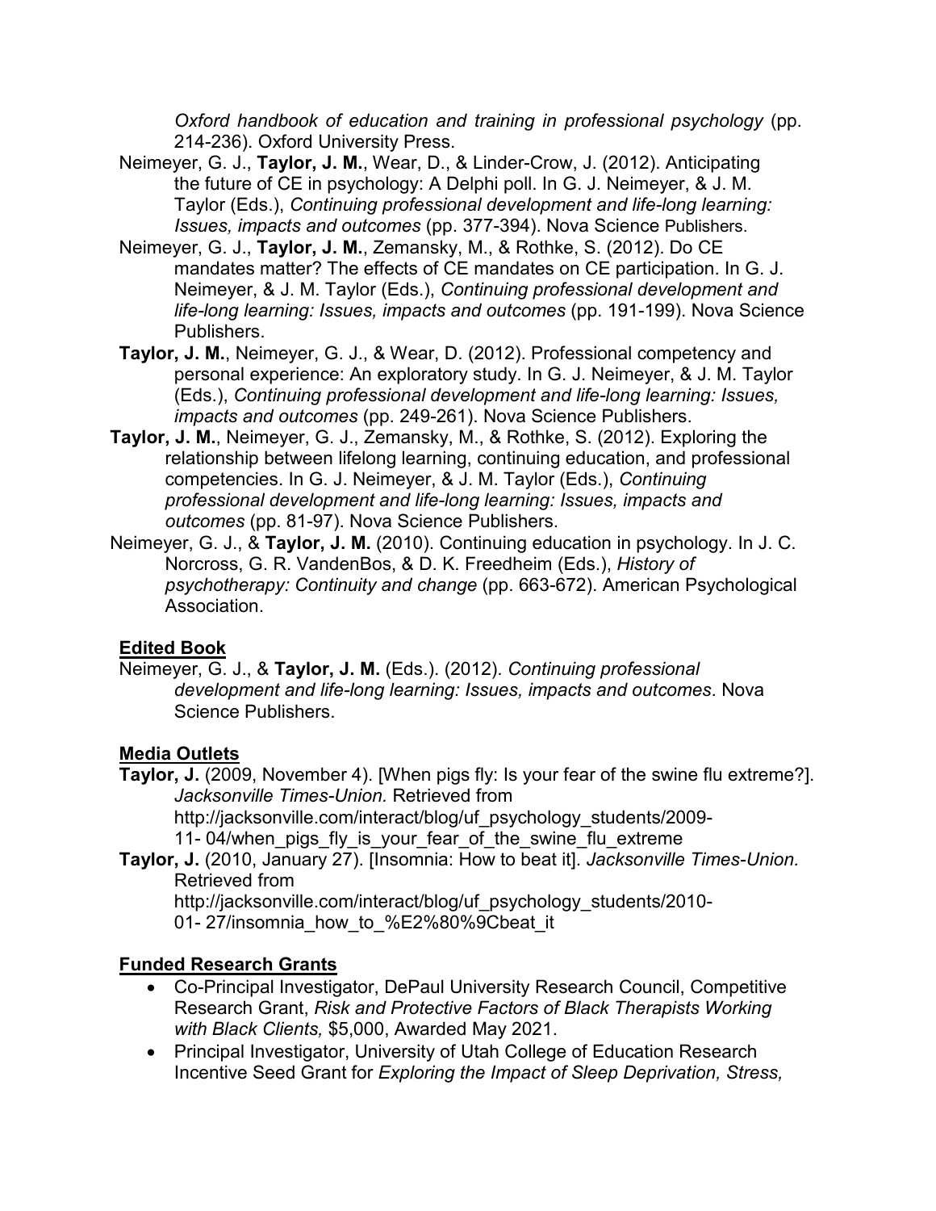*Oxford handbook of education and training in professional psychology* (pp. 214-236). Oxford University Press.

Neimeyer, G. J., **Taylor, J. M.**, Wear, D., & Linder-Crow, J. (2012). Anticipating the future of CE in psychology: A Delphi poll. In G. J. Neimeyer, & J. M. Taylor (Eds.), *Continuing professional development and life-long learning: Issues, impacts and outcomes* (pp. 377-394). Nova Science Publishers.

Neimeyer, G. J., **Taylor, J. M.**, Zemansky, M., & Rothke, S. (2012). Do CE mandates matter? The effects of CE mandates on CE participation. In G. J. Neimeyer, & J. M. Taylor (Eds.), *Continuing professional development and life-long learning: Issues, impacts and outcomes* (pp. 191-199). Nova Science Publishers.

**Taylor, J. M.**, Neimeyer, G. J., & Wear, D. (2012). Professional competency and personal experience: An exploratory study. In G. J. Neimeyer, & J. M. Taylor (Eds.), *Continuing professional development and life-long learning: Issues, impacts and outcomes* (pp. 249-261). Nova Science Publishers.

**Taylor, J. M.**, Neimeyer, G. J., Zemansky, M., & Rothke, S. (2012). Exploring the relationship between lifelong learning, continuing education, and professional competencies. In G. J. Neimeyer, & J. M. Taylor (Eds.), *Continuing professional development and life-long learning: Issues, impacts and outcomes* (pp. 81-97). Nova Science Publishers.

Neimeyer, G. J., & **Taylor, J. M.** (2010). Continuing education in psychology. In J. C. Norcross, G. R. VandenBos, & D. K. Freedheim (Eds.), *History of psychotherapy: Continuity and change* (pp. 663-672). American Psychological Association.

**Edited Book**

Neimeyer, G. J., & **Taylor, J. M.** (Eds.). (2012). *Continuing professional development and life-long learning: Issues, impacts and outcomes*. Nova Science Publishers.

**Media Outlets**

**Taylor, J.** (2009, November 4). [When pigs fly: Is your fear of the swine flu extreme?]. *Jacksonville Times-Union.* Retrieved from http://jacksonville.com/interact/blog/uf_psychology_students/2009-11- 04/when_pigs_fly_is_your_fear_of_the_swine_flu_extreme

**Taylor, J.** (2010, January 27). [Insomnia: How to beat it]. *Jacksonville Times-Union.* Retrieved from http://jacksonville.com/interact/blog/uf_psychology_students/2010-01- 27/insomnia_how_to_%E2%80%9Cbeat_it

**Funded Research Grants**

- Co-Principal Investigator, DePaul University Research Council, Competitive Research Grant, *Risk and Protective Factors of Black Therapists Working with Black Clients,* $5,000, Awarded May 2021.
- Principal Investigator, University of Utah College of Education Research Incentive Seed Grant for *Exploring the Impact of Sleep Deprivation, Stress,*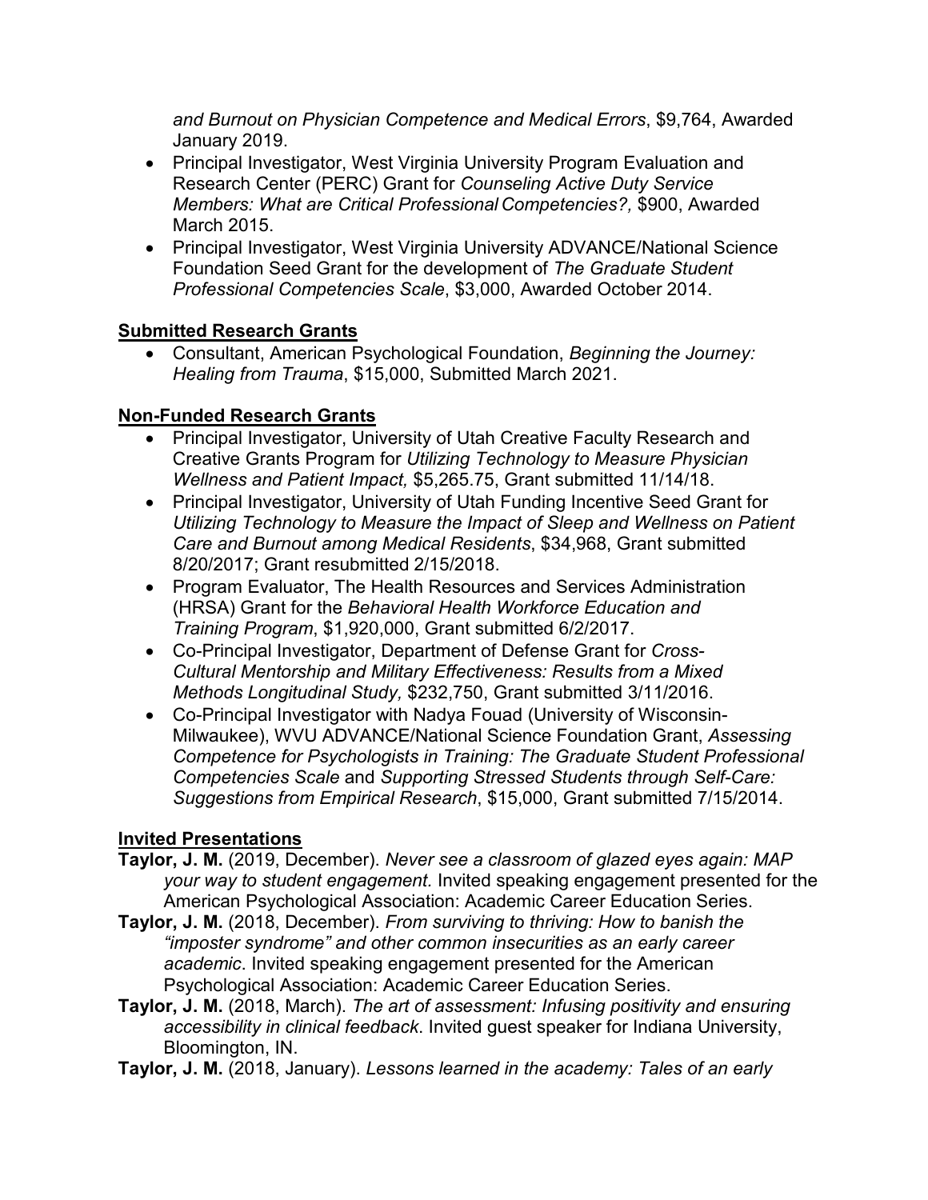*and Burnout on Physician Competence and Medical Errors*, $9,764, Awarded January 2019.

- Principal Investigator, West Virginia University Program Evaluation and Research Center (PERC) Grant for *Counseling Active Duty Service Members: What are Critical Professional Competencies?,* $900, Awarded March 2015.
- Principal Investigator, West Virginia University ADVANCE/National Science Foundation Seed Grant for the development of *The Graduate Student Professional Competencies Scale*, $3,000, Awarded October 2014.

**Submitted Research Grants**

- Consultant, American Psychological Foundation, *Beginning the Journey: Healing from Trauma*, $15,000, Submitted March 2021.

**Non-Funded Research Grants**

- Principal Investigator, University of Utah Creative Faculty Research and Creative Grants Program for *Utilizing Technology to Measure Physician Wellness and Patient Impact,* $5,265.75, Grant submitted 11/14/18.
- Principal Investigator, University of Utah Funding Incentive Seed Grant for *Utilizing Technology to Measure the Impact of Sleep and Wellness on Patient Care and Burnout among Medical Residents*, $34,968, Grant submitted 8/20/2017; Grant resubmitted 2/15/2018.
- Program Evaluator, The Health Resources and Services Administration (HRSA) Grant for the *Behavioral Health Workforce Education and Training Program*, $1,920,000, Grant submitted 6/2/2017.
- Co-Principal Investigator, Department of Defense Grant for *Cross-Cultural Mentorship and Military Effectiveness: Results from a Mixed Methods Longitudinal Study,* $232,750, Grant submitted 3/11/2016.
- Co-Principal Investigator with Nadya Fouad (University of Wisconsin-Milwaukee), WVU ADVANCE/National Science Foundation Grant, *Assessing Competence for Psychologists in Training: The Graduate Student Professional Competencies Scale* and *Supporting Stressed Students through Self-Care: Suggestions from Empirical Research*, $15,000, Grant submitted 7/15/2014.

**Invited Presentations**

**Taylor, J. M.** (2019, December). *Never see a classroom of glazed eyes again: MAP your way to student engagement.* Invited speaking engagement presented for the American Psychological Association: Academic Career Education Series.

**Taylor, J. M.** (2018, December). *From surviving to thriving: How to banish the "imposter syndrome" and other common insecurities as an early career academic*. Invited speaking engagement presented for the American Psychological Association: Academic Career Education Series.

**Taylor, J. M.** (2018, March). *The art of assessment: Infusing positivity and ensuring accessibility in clinical feedback*. Invited guest speaker for Indiana University, Bloomington, IN.

**Taylor, J. M.** (2018, January). *Lessons learned in the academy: Tales of an early*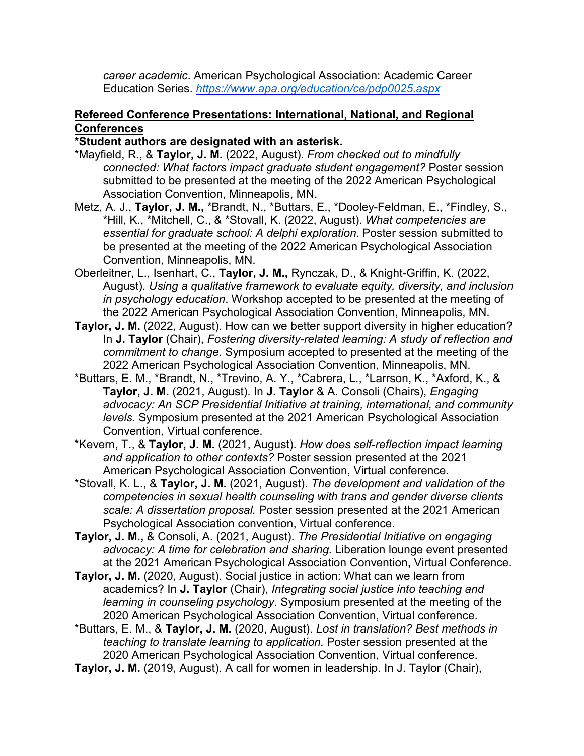*career academic*. American Psychological Association: Academic Career Education Series. *https://www.apa.org/education/ce/pdp0025.aspx*

**Refereed Conference Presentations: International, National, and Regional Conferences**

**\*Student authors are designated with an asterisk.**

*Mayfield, R., & **Taylor, J. M.** (2022, August). *From checked out to mindfully connected: What factors impact graduate student engagement?* Poster session submitted to be presented at the meeting of the 2022 American Psychological Association Convention, Minneapolis, MN.

Metz, A. J., **Taylor, J. M.,** *Brandt, N., *Buttars, E., *Dooley-Feldman, E., *Findley, S., *Hill, K., *Mitchell, C., & *Stovall, K. (2022, August). *What competencies are essential for graduate school: A delphi exploration.* Poster session submitted to be presented at the meeting of the 2022 American Psychological Association Convention, Minneapolis, MN.

Oberleitner, L., Isenhart, C., **Taylor, J. M.,** Rynczak, D., & Knight-Griffin, K. (2022, August). *Using a qualitative framework to evaluate equity, diversity, and inclusion in psychology education*. Workshop accepted to be presented at the meeting of the 2022 American Psychological Association Convention, Minneapolis, MN.

**Taylor, J. M.** (2022, August). How can we better support diversity in higher education? In **J. Taylor** (Chair), *Fostering diversity-related learning: A study of reflection and commitment to change.* Symposium accepted to presented at the meeting of the 2022 American Psychological Association Convention, Minneapolis, MN.

*Buttars, E. M., *Brandt, N., *Trevino, A. Y., *Cabrera, L., *Larrson, K., *Axford, K., & **Taylor, J. M.** (2021, August). In **J. Taylor** & A. Consoli (Chairs), *Engaging advocacy: An SCP Presidential Initiative at training, international, and community levels.* Symposium presented at the 2021 American Psychological Association Convention, Virtual conference.

*Kevern, T., & **Taylor, J. M.** (2021, August). *How does self-reflection impact learning and application to other contexts?* Poster session presented at the 2021 American Psychological Association Convention, Virtual conference.

*Stovall, K. L., & **Taylor, J. M.** (2021, August). *The development and validation of the competencies in sexual health counseling with trans and gender diverse clients scale: A dissertation proposal.* Poster session presented at the 2021 American Psychological Association convention, Virtual conference.

**Taylor, J. M.,** & Consoli, A. (2021, August). *The Presidential Initiative on engaging advocacy: A time for celebration and sharing.* Liberation lounge event presented at the 2021 American Psychological Association Convention, Virtual Conference.

**Taylor, J. M.** (2020, August). Social justice in action: What can we learn from academics? In **J. Taylor** (Chair), *Integrating social justice into teaching and learning in counseling psychology*. Symposium presented at the meeting of the 2020 American Psychological Association Convention, Virtual conference.

*Buttars, E. M., & **Taylor, J. M.** (2020, August). *Lost in translation? Best methods in teaching to translate learning to application.* Poster session presented at the 2020 American Psychological Association Convention, Virtual conference.

**Taylor, J. M.** (2019, August). A call for women in leadership. In J. Taylor (Chair),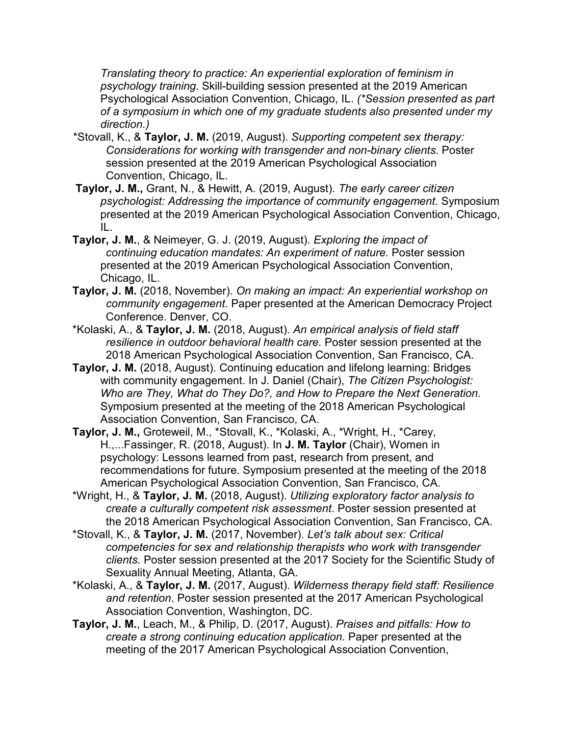*Translating theory to practice: An experiential exploration of feminism in psychology training.* Skill-building session presented at the 2019 American Psychological Association Convention, Chicago, IL. *(\*Session presented as part of a symposium in which one of my graduate students also presented under my direction.)*

*Stovall, K., & **Taylor, J. M.** (2019, August). *Supporting competent sex therapy: Considerations for working with transgender and non-binary clients.* Poster session presented at the 2019 American Psychological Association Convention, Chicago, IL.

**Taylor, J. M.,** Grant, N., & Hewitt, A. (2019, August). *The early career citizen psychologist: Addressing the importance of community engagement.* Symposium presented at the 2019 American Psychological Association Convention, Chicago, IL.

**Taylor, J. M.**, & Neimeyer, G. J. (2019, August). *Exploring the impact of continuing education mandates: An experiment of nature.* Poster session presented at the 2019 American Psychological Association Convention, Chicago, IL.

**Taylor, J. M.** (2018, November). *On making an impact: An experiential workshop on community engagement.* Paper presented at the American Democracy Project Conference. Denver, CO.

*Kolaski, A., & **Taylor, J. M.** (2018, August). *An empirical analysis of field staff resilience in outdoor behavioral health care.* Poster session presented at the 2018 American Psychological Association Convention, San Francisco, CA.

**Taylor, J. M.** (2018, August). Continuing education and lifelong learning: Bridges with community engagement. In J. Daniel (Chair), *The Citizen Psychologist: Who are They, What do They Do?, and How to Prepare the Next Generation.* Symposium presented at the meeting of the 2018 American Psychological Association Convention, San Francisco, CA.

**Taylor, J. M.,** Groteweil, M., *Stovall, K., *Kolaski, A., *Wright, H., *Carey, H.,...Fassinger, R. (2018, August). In **J. M. Taylor** (Chair), Women in psychology: Lessons learned from past, research from present, and recommendations for future. Symposium presented at the meeting of the 2018 American Psychological Association Convention, San Francisco, CA.

*Wright, H., & **Taylor, J. M.** (2018, August). *Utilizing exploratory factor analysis to create a culturally competent risk assessment*. Poster session presented at the 2018 American Psychological Association Convention, San Francisco, CA.

*Stovall, K., & **Taylor, J. M.** (2017, November). *Let's talk about sex: Critical competencies for sex and relationship therapists who work with transgender clients.* Poster session presented at the 2017 Society for the Scientific Study of Sexuality Annual Meeting, Atlanta, GA.

*Kolaski, A., & **Taylor, J. M.** (2017, August). *Wilderness therapy field staff: Resilience and retention*. Poster session presented at the 2017 American Psychological Association Convention, Washington, DC.

**Taylor, J. M.**, Leach, M., & Philip, D. (2017, August). *Praises and pitfalls: How to create a strong continuing education application.* Paper presented at the meeting of the 2017 American Psychological Association Convention,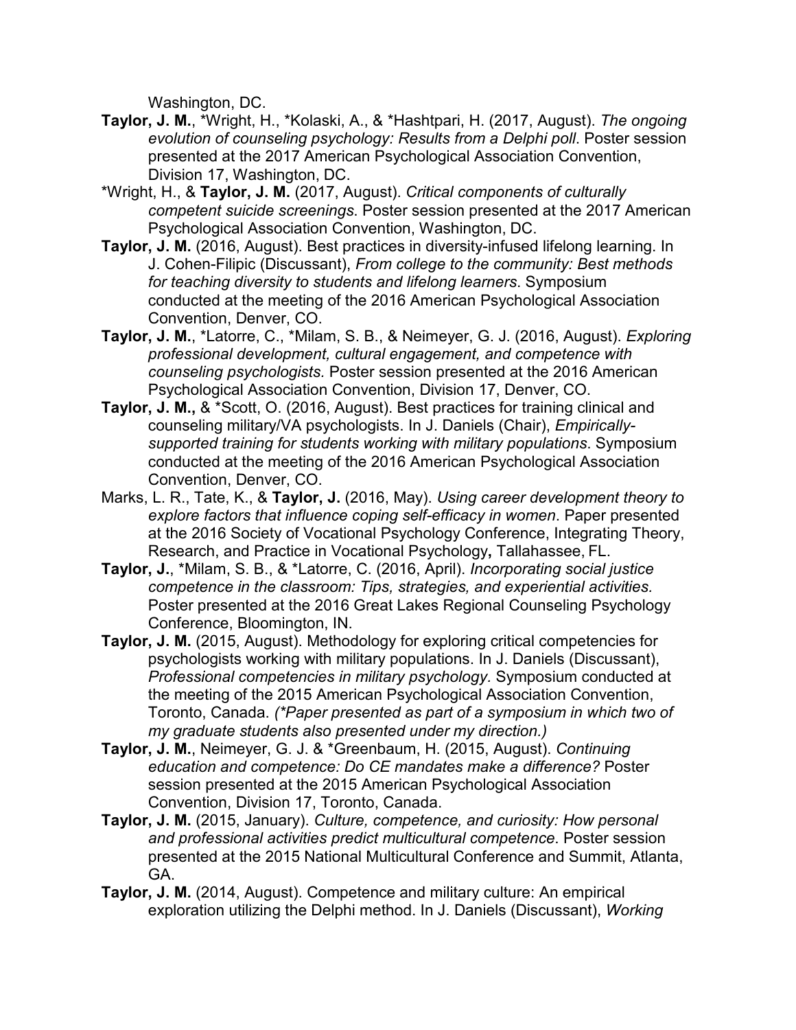Washington, DC.

**Taylor, J. M.**, *Wright, H., *Kolaski, A., & *Hashtpari, H. (2017, August). *The ongoing evolution of counseling psychology: Results from a Delphi poll*. Poster session presented at the 2017 American Psychological Association Convention, Division 17, Washington, DC.

*Wright, H., & **Taylor, J. M.** (2017, August). *Critical components of culturally competent suicide screenings*. Poster session presented at the 2017 American Psychological Association Convention, Washington, DC.

**Taylor, J. M.** (2016, August). Best practices in diversity-infused lifelong learning. In J. Cohen-Filipic (Discussant), *From college to the community: Best methods for teaching diversity to students and lifelong learners*. Symposium conducted at the meeting of the 2016 American Psychological Association Convention, Denver, CO.

**Taylor, J. M.**, *Latorre, C., *Milam, S. B., & Neimeyer, G. J. (2016, August). *Exploring professional development, cultural engagement, and competence with counseling psychologists.* Poster session presented at the 2016 American Psychological Association Convention, Division 17, Denver, CO.

**Taylor, J. M.,** & *Scott, O. (2016, August). Best practices for training clinical and counseling military/VA psychologists. In J. Daniels (Chair), *Empirically-supported training for students working with military populations*. Symposium conducted at the meeting of the 2016 American Psychological Association Convention, Denver, CO.

Marks, L. R., Tate, K., & **Taylor, J.** (2016, May). *Using career development theory to explore factors that influence coping self-efficacy in women*. Paper presented at the 2016 Society of Vocational Psychology Conference, Integrating Theory, Research, and Practice in Vocational Psychology**,** Tallahassee, FL.

**Taylor, J.**, *Milam, S. B., & *Latorre, C. (2016, April). *Incorporating social justice competence in the classroom: Tips, strategies, and experiential activities.* Poster presented at the 2016 Great Lakes Regional Counseling Psychology Conference, Bloomington, IN.

**Taylor, J. M.** (2015, August). Methodology for exploring critical competencies for psychologists working with military populations. In J. Daniels (Discussant), *Professional competencies in military psychology.* Symposium conducted at the meeting of the 2015 American Psychological Association Convention, Toronto, Canada. *(*Paper presented as part of a symposium in which two of my graduate students also presented under my direction.)*

**Taylor, J. M.**, Neimeyer, G. J. & *Greenbaum, H. (2015, August). *Continuing education and competence: Do CE mandates make a difference?* Poster session presented at the 2015 American Psychological Association Convention, Division 17, Toronto, Canada.

**Taylor, J. M.** (2015, January). *Culture, competence, and curiosity: How personal and professional activities predict multicultural competence*. Poster session presented at the 2015 National Multicultural Conference and Summit, Atlanta, GA.

**Taylor, J. M.** (2014, August). Competence and military culture: An empirical exploration utilizing the Delphi method. In J. Daniels (Discussant), *Working*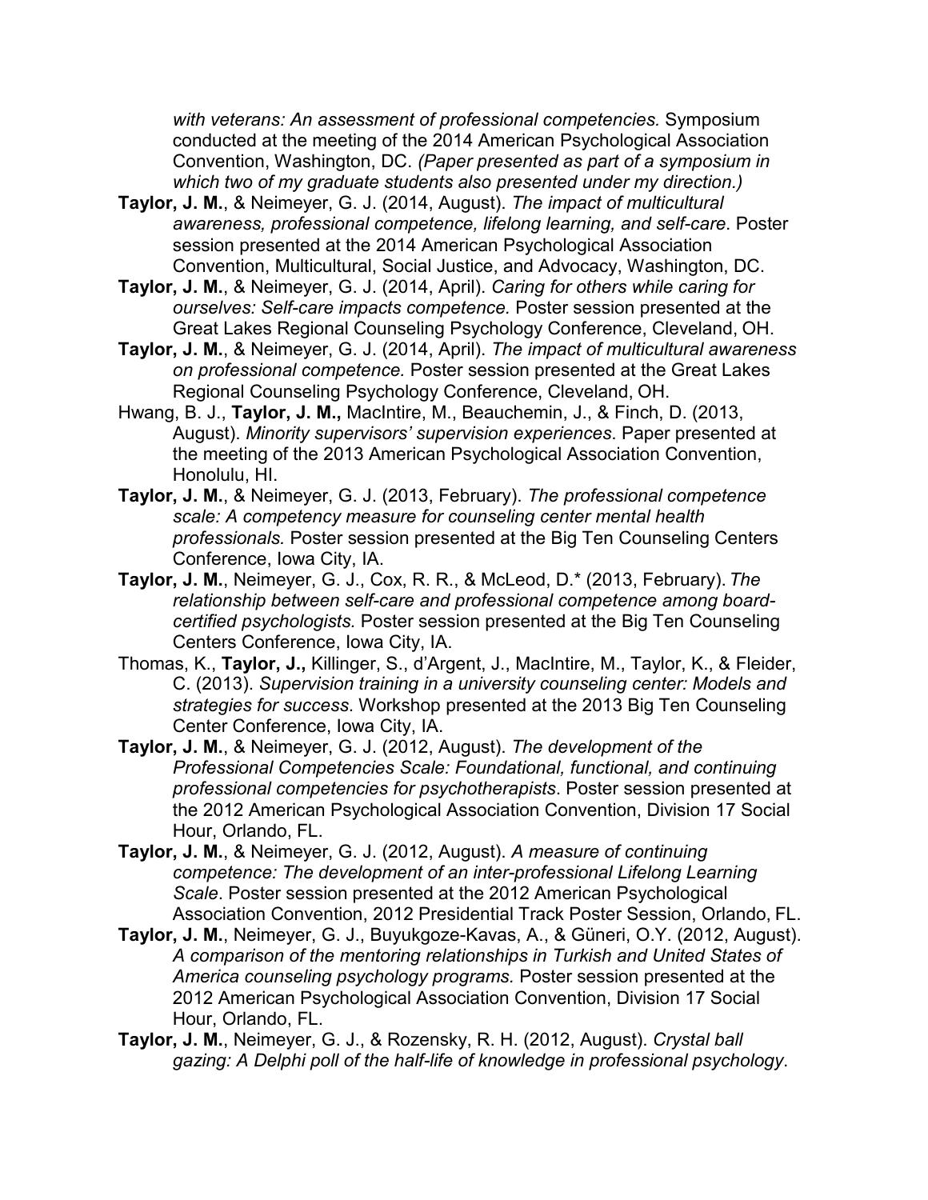*with veterans: An assessment of professional competencies.* Symposium conducted at the meeting of the 2014 American Psychological Association Convention, Washington, DC. *(Paper presented as part of a symposium in which two of my graduate students also presented under my direction.)*

**Taylor, J. M.**, & Neimeyer, G. J. (2014, August). *The impact of multicultural awareness, professional competence, lifelong learning, and self-care.* Poster session presented at the 2014 American Psychological Association Convention, Multicultural, Social Justice, and Advocacy, Washington, DC.

**Taylor, J. M.**, & Neimeyer, G. J. (2014, April). *Caring for others while caring for ourselves: Self-care impacts competence.* Poster session presented at the Great Lakes Regional Counseling Psychology Conference, Cleveland, OH.

**Taylor, J. M.**, & Neimeyer, G. J. (2014, April). *The impact of multicultural awareness on professional competence.* Poster session presented at the Great Lakes Regional Counseling Psychology Conference, Cleveland, OH.

Hwang, B. J., **Taylor, J. M.,** MacIntire, M., Beauchemin, J., & Finch, D. (2013, August). *Minority supervisors' supervision experiences*. Paper presented at the meeting of the 2013 American Psychological Association Convention, Honolulu, HI.

**Taylor, J. M.**, & Neimeyer, G. J. (2013, February). *The professional competence scale: A competency measure for counseling center mental health professionals.* Poster session presented at the Big Ten Counseling Centers Conference, Iowa City, IA.

**Taylor, J. M.**, Neimeyer, G. J., Cox, R. R., & McLeod, D.* (2013, February). *The relationship between self-care and professional competence among board-certified psychologists.* Poster session presented at the Big Ten Counseling Centers Conference, Iowa City, IA.

Thomas, K., **Taylor, J.,** Killinger, S., d'Argent, J., MacIntire, M., Taylor, K., & Fleider, C. (2013). *Supervision training in a university counseling center: Models and strategies for success*. Workshop presented at the 2013 Big Ten Counseling Center Conference, Iowa City, IA.

**Taylor, J. M.**, & Neimeyer, G. J. (2012, August). *The development of the Professional Competencies Scale: Foundational, functional, and continuing professional competencies for psychotherapists*. Poster session presented at the 2012 American Psychological Association Convention, Division 17 Social Hour, Orlando, FL.

**Taylor, J. M.**, & Neimeyer, G. J. (2012, August). *A measure of continuing competence: The development of an inter-professional Lifelong Learning Scale*. Poster session presented at the 2012 American Psychological Association Convention, 2012 Presidential Track Poster Session, Orlando, FL.

**Taylor, J. M.**, Neimeyer, G. J., Buyukgoze-Kavas, A., & Güneri, O.Y. (2012, August). *A comparison of the mentoring relationships in Turkish and United States of America counseling psychology programs.* Poster session presented at the 2012 American Psychological Association Convention, Division 17 Social Hour, Orlando, FL.

**Taylor, J. M.**, Neimeyer, G. J., & Rozensky, R. H. (2012, August). *Crystal ball gazing: A Delphi poll of the half-life of knowledge in professional psychology*.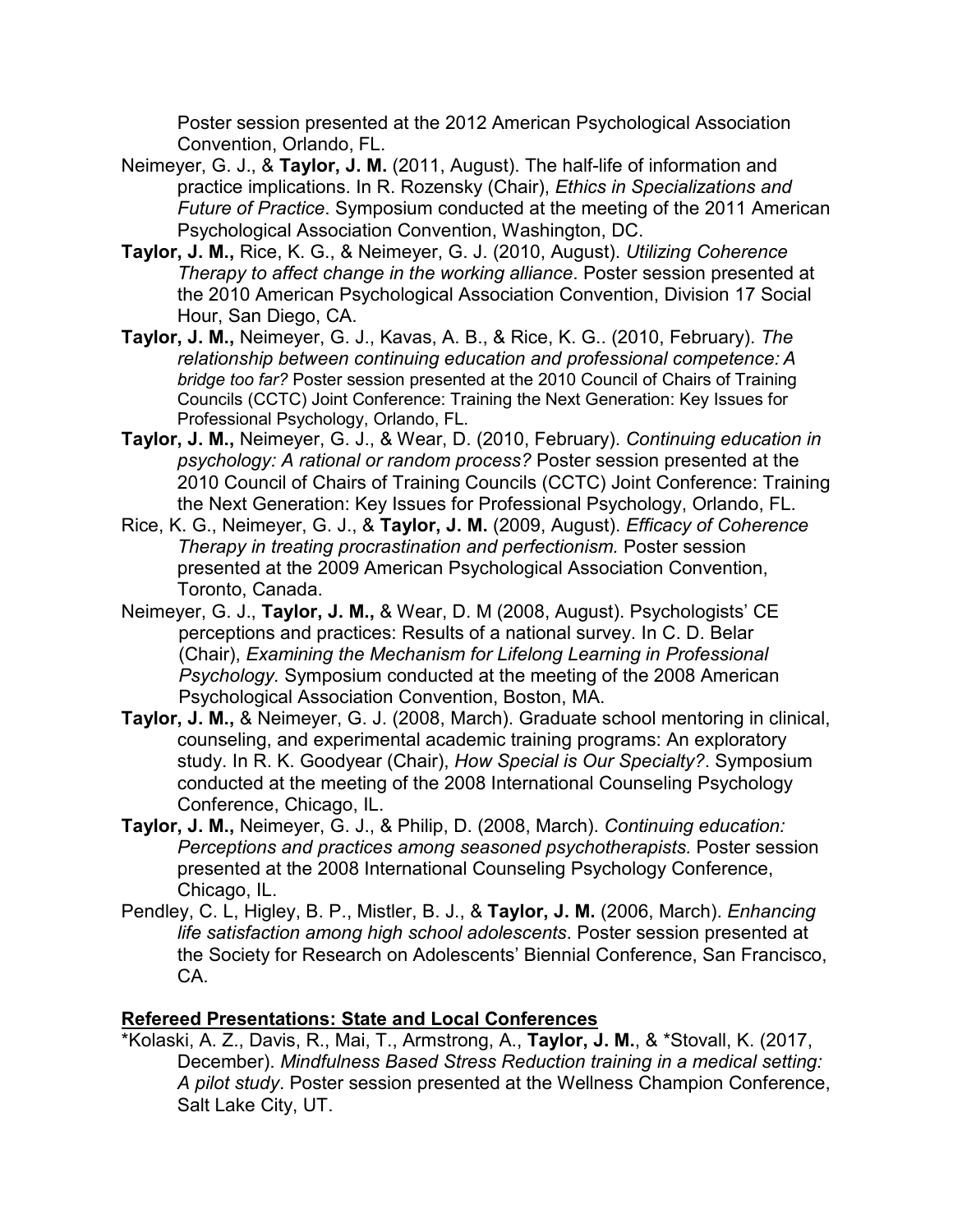Poster session presented at the 2012 American Psychological Association Convention, Orlando, FL.

Neimeyer, G. J., & **Taylor, J. M.** (2011, August). The half-life of information and practice implications. In R. Rozensky (Chair), *Ethics in Specializations and Future of Practice*. Symposium conducted at the meeting of the 2011 American Psychological Association Convention, Washington, DC.

**Taylor, J. M.,** Rice, K. G., & Neimeyer, G. J. (2010, August). *Utilizing Coherence Therapy to affect change in the working alliance*. Poster session presented at the 2010 American Psychological Association Convention, Division 17 Social Hour, San Diego, CA.

**Taylor, J. M.,** Neimeyer, G. J., Kavas, A. B., & Rice, K. G.. (2010, February). *The relationship between continuing education and professional competence: A bridge too far?* Poster session presented at the 2010 Council of Chairs of Training Councils (CCTC) Joint Conference: Training the Next Generation: Key Issues for Professional Psychology, Orlando, FL.

**Taylor, J. M.,** Neimeyer, G. J., & Wear, D. (2010, February). *Continuing education in psychology: A rational or random process?* Poster session presented at the 2010 Council of Chairs of Training Councils (CCTC) Joint Conference: Training the Next Generation: Key Issues for Professional Psychology, Orlando, FL.

Rice, K. G., Neimeyer, G. J., & **Taylor, J. M.** (2009, August). *Efficacy of Coherence Therapy in treating procrastination and perfectionism.* Poster session presented at the 2009 American Psychological Association Convention, Toronto, Canada.

Neimeyer, G. J., **Taylor, J. M.,** & Wear, D. M (2008, August). Psychologists' CE perceptions and practices: Results of a national survey. In C. D. Belar (Chair), *Examining the Mechanism for Lifelong Learning in Professional Psychology.* Symposium conducted at the meeting of the 2008 American Psychological Association Convention, Boston, MA.

**Taylor, J. M.,** & Neimeyer, G. J. (2008, March). Graduate school mentoring in clinical, counseling, and experimental academic training programs: An exploratory study. In R. K. Goodyear (Chair), *How Special is Our Specialty?*. Symposium conducted at the meeting of the 2008 International Counseling Psychology Conference, Chicago, IL.

**Taylor, J. M.,** Neimeyer, G. J., & Philip, D. (2008, March). *Continuing education: Perceptions and practices among seasoned psychotherapists.* Poster session presented at the 2008 International Counseling Psychology Conference, Chicago, IL.

Pendley, C. L, Higley, B. P., Mistler, B. J., & **Taylor, J. M.** (2006, March). *Enhancing life satisfaction among high school adolescents*. Poster session presented at the Society for Research on Adolescents' Biennial Conference, San Francisco, CA.

## Refereed Presentations: State and Local Conferences

*Kolaski, A. Z., Davis, R., Mai, T., Armstrong, A., **Taylor, J. M.**, & *Stovall, K. (2017, December). *Mindfulness Based Stress Reduction training in a medical setting: A pilot study*. Poster session presented at the Wellness Champion Conference, Salt Lake City, UT.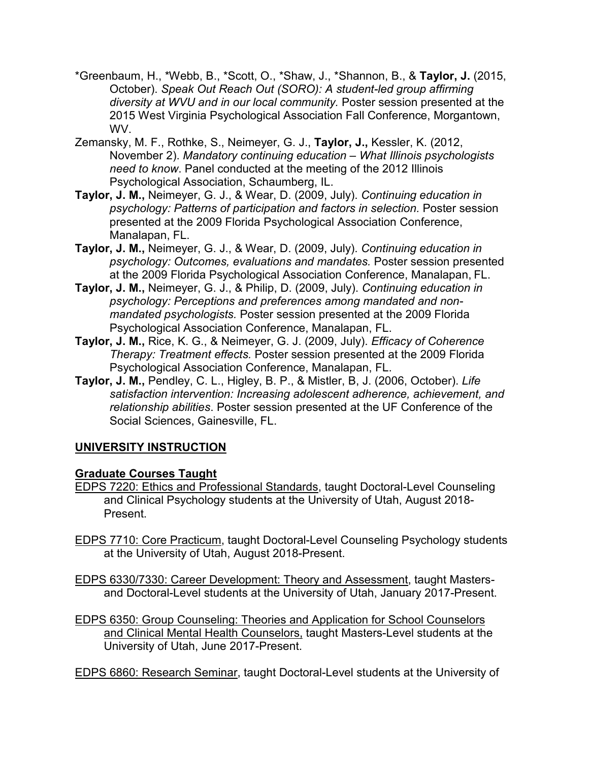*Greenbaum, H., *Webb, B., *Scott, O., *Shaw, J., *Shannon, B., & **Taylor, J.** (2015, October). *Speak Out Reach Out (SORO): A student-led group affirming diversity at WVU and in our local community.* Poster session presented at the 2015 West Virginia Psychological Association Fall Conference, Morgantown, WV.

Zemansky, M. F., Rothke, S., Neimeyer, G. J., **Taylor, J.,** Kessler, K. (2012, November 2). *Mandatory continuing education – What Illinois psychologists need to know*. Panel conducted at the meeting of the 2012 Illinois Psychological Association, Schaumberg, IL.

**Taylor, J. M.,** Neimeyer, G. J., & Wear, D. (2009, July). *Continuing education in psychology: Patterns of participation and factors in selection.* Poster session presented at the 2009 Florida Psychological Association Conference, Manalapan, FL.

**Taylor, J. M.,** Neimeyer, G. J., & Wear, D. (2009, July). *Continuing education in psychology: Outcomes, evaluations and mandates.* Poster session presented at the 2009 Florida Psychological Association Conference, Manalapan, FL.

**Taylor, J. M.,** Neimeyer, G. J., & Philip, D. (2009, July). *Continuing education in psychology: Perceptions and preferences among mandated and non-mandated psychologists.* Poster session presented at the 2009 Florida Psychological Association Conference, Manalapan, FL.

**Taylor, J. M.,** Rice, K. G., & Neimeyer, G. J. (2009, July). *Efficacy of Coherence Therapy: Treatment effects.* Poster session presented at the 2009 Florida Psychological Association Conference, Manalapan, FL.

**Taylor, J. M.,** Pendley, C. L., Higley, B. P., & Mistler, B, J. (2006, October). *Life satisfaction intervention: Increasing adolescent adherence, achievement, and relationship abilities*. Poster session presented at the UF Conference of the Social Sciences, Gainesville, FL.

## UNIVERSITY INSTRUCTION

### Graduate Courses Taught

EDPS 7220: Ethics and Professional Standards, taught Doctoral-Level Counseling and Clinical Psychology students at the University of Utah, August 2018-Present.

EDPS 7710: Core Practicum, taught Doctoral-Level Counseling Psychology students at the University of Utah, August 2018-Present.

EDPS 6330/7330: Career Development: Theory and Assessment, taught Masters- and Doctoral-Level students at the University of Utah, January 2017-Present.

EDPS 6350: Group Counseling: Theories and Application for School Counselors and Clinical Mental Health Counselors, taught Masters-Level students at the University of Utah, June 2017-Present.

EDPS 6860: Research Seminar, taught Doctoral-Level students at the University of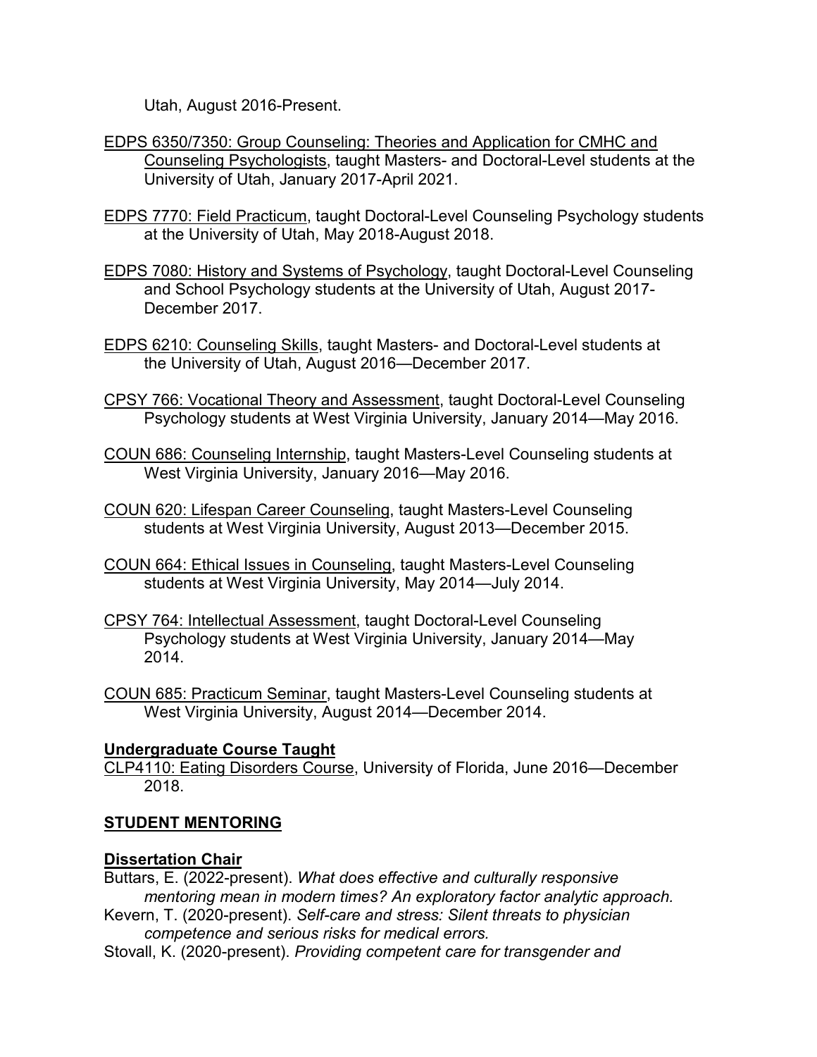Utah, August 2016-Present.

EDPS 6350/7350: Group Counseling: Theories and Application for CMHC and Counseling Psychologists, taught Masters- and Doctoral-Level students at the University of Utah, January 2017-April 2021.

EDPS 7770: Field Practicum, taught Doctoral-Level Counseling Psychology students at the University of Utah, May 2018-August 2018.

EDPS 7080: History and Systems of Psychology, taught Doctoral-Level Counseling and School Psychology students at the University of Utah, August 2017-December 2017.

EDPS 6210: Counseling Skills, taught Masters- and Doctoral-Level students at the University of Utah, August 2016—December 2017.

CPSY 766: Vocational Theory and Assessment, taught Doctoral-Level Counseling Psychology students at West Virginia University, January 2014—May 2016.

COUN 686: Counseling Internship, taught Masters-Level Counseling students at West Virginia University, January 2016—May 2016.

COUN 620: Lifespan Career Counseling, taught Masters-Level Counseling students at West Virginia University, August 2013—December 2015.

COUN 664: Ethical Issues in Counseling, taught Masters-Level Counseling students at West Virginia University, May 2014—July 2014.

CPSY 764: Intellectual Assessment, taught Doctoral-Level Counseling Psychology students at West Virginia University, January 2014—May 2014.

COUN 685: Practicum Seminar, taught Masters-Level Counseling students at West Virginia University, August 2014—December 2014.

**Undergraduate Course Taught**

CLP4110: Eating Disorders Course, University of Florida, June 2016—December 2018.

## STUDENT MENTORING

**Dissertation Chair**

Buttars, E. (2022-present). *What does effective and culturally responsive mentoring mean in modern times? An exploratory factor analytic approach.*

Kevern, T. (2020-present). *Self-care and stress: Silent threats to physician competence and serious risks for medical errors.*

Stovall, K. (2020-present). *Providing competent care for transgender and*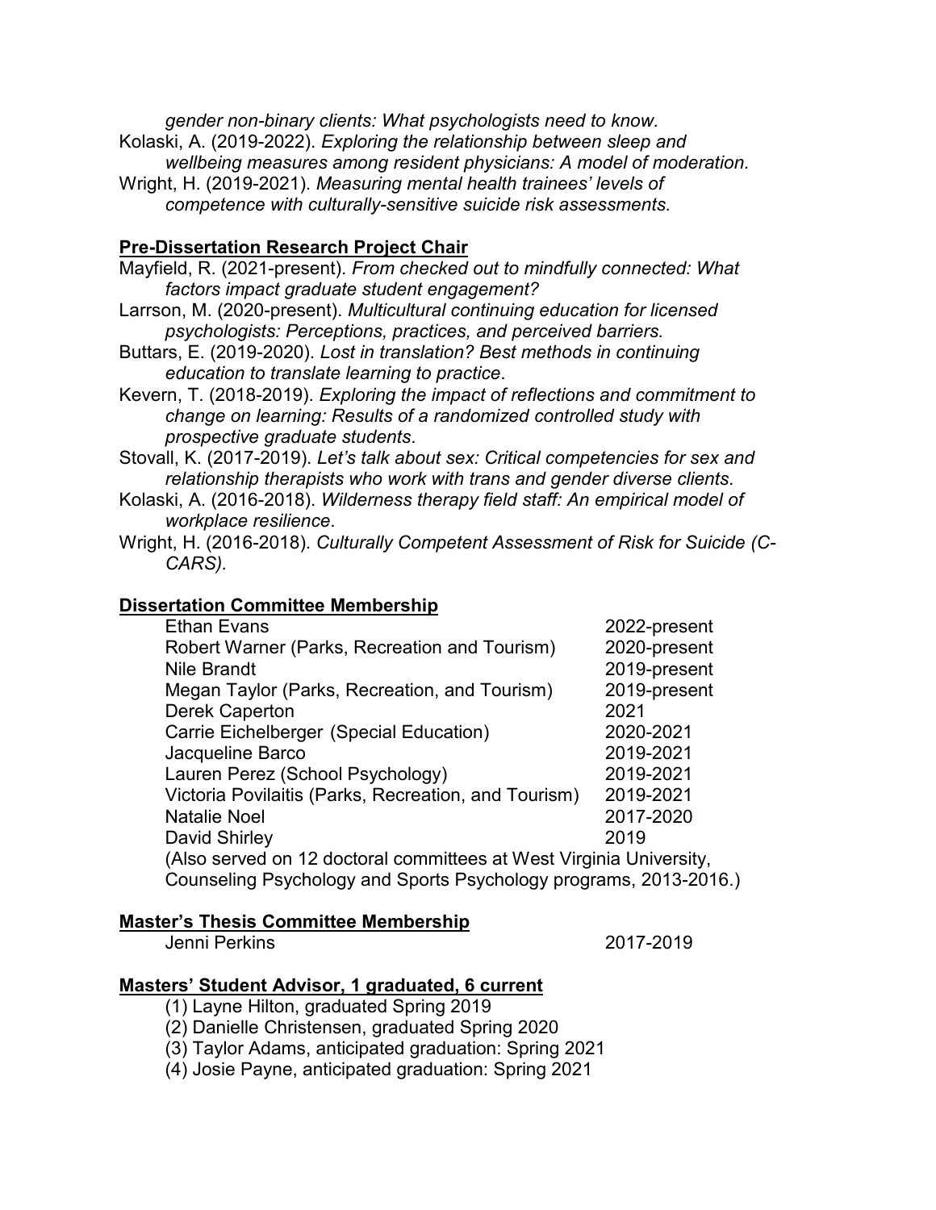*gender non-binary clients: What psychologists need to know.*

Kolaski, A. (2019-2022). *Exploring the relationship between sleep and wellbeing measures among resident physicians: A model of moderation.*

Wright, H. (2019-2021). *Measuring mental health trainees' levels of competence with culturally-sensitive suicide risk assessments.*

**Pre-Dissertation Research Project Chair**

Mayfield, R. (2021-present). *From checked out to mindfully connected: What factors impact graduate student engagement?*

Larrson, M. (2020-present). *Multicultural continuing education for licensed psychologists: Perceptions, practices, and perceived barriers.*

Buttars, E. (2019-2020). *Lost in translation? Best methods in continuing education to translate learning to practice*.

Kevern, T. (2018-2019). *Exploring the impact of reflections and commitment to change on learning: Results of a randomized controlled study with prospective graduate students*.

Stovall, K. (2017-2019). *Let's talk about sex: Critical competencies for sex and relationship therapists who work with trans and gender diverse clients*.

Kolaski, A. (2016-2018). *Wilderness therapy field staff: An empirical model of workplace resilience*.

Wright, H. (2016-2018). *Culturally Competent Assessment of Risk for Suicide (C-CARS).*

**Dissertation Committee Membership**

| | |
|---|---|
| Ethan Evans | 2022-present |
| Robert Warner (Parks, Recreation and Tourism) | 2020-present |
| Nile Brandt | 2019-present |
| Megan Taylor (Parks, Recreation, and Tourism) | 2019-present |
| Derek Caperton | 2021 |
| Carrie Eichelberger (Special Education) | 2020-2021 |
| Jacqueline Barco | 2019-2021 |
| Lauren Perez (School Psychology) | 2019-2021 |
| Victoria Povilaitis (Parks, Recreation, and Tourism) | 2019-2021 |
| Natalie Noel | 2017-2020 |
| David Shirley | 2019 |

(Also served on 12 doctoral committees at West Virginia University, Counseling Psychology and Sports Psychology programs, 2013-2016.)

**Master's Thesis Committee Membership**

| | |
|---|---|
| Jenni Perkins | 2017-2019 |

**Masters' Student Advisor, 1 graduated, 6 current**

(1) Layne Hilton, graduated Spring 2019
(2) Danielle Christensen, graduated Spring 2020
(3) Taylor Adams, anticipated graduation: Spring 2021
(4) Josie Payne, anticipated graduation: Spring 2021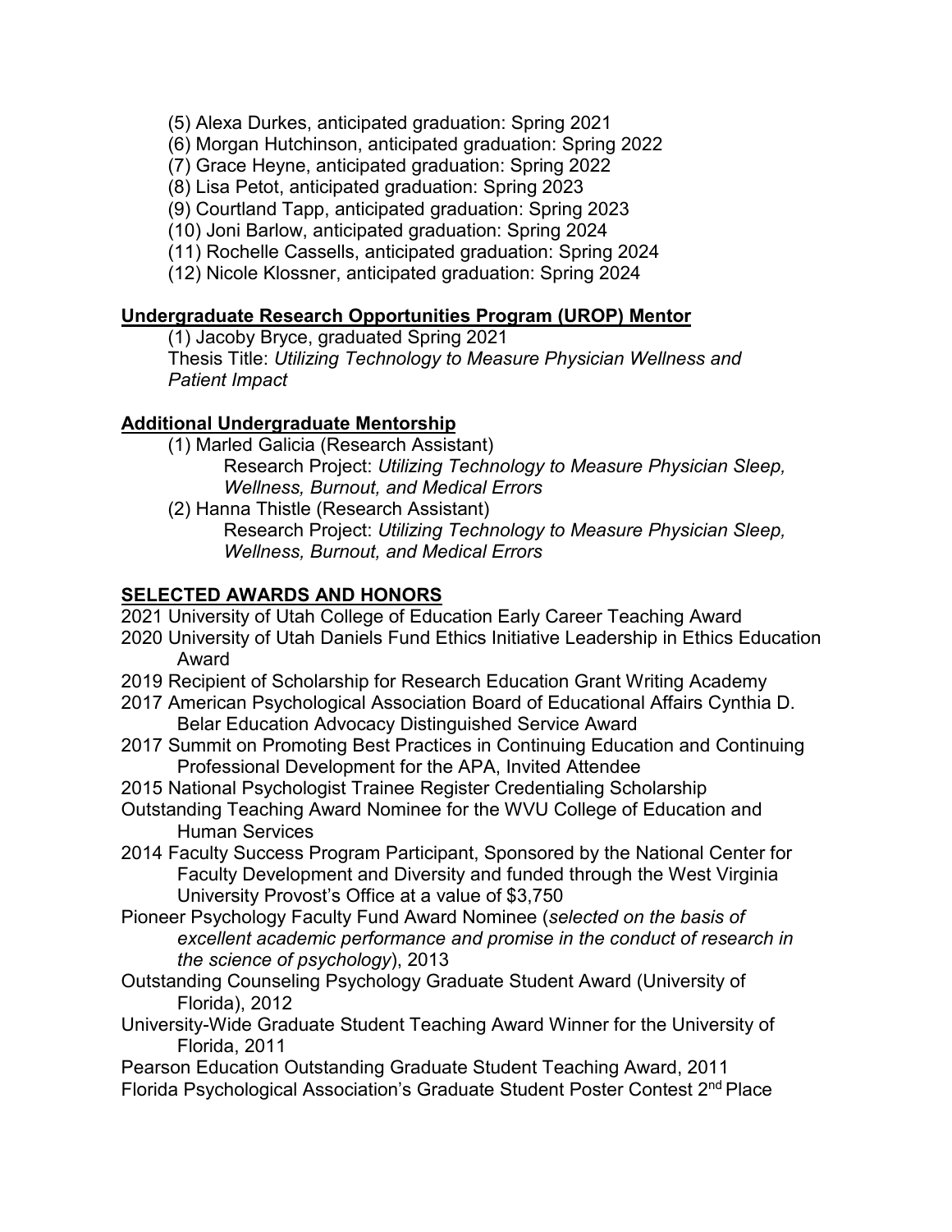(5) Alexa Durkes, anticipated graduation: Spring 2021
(6) Morgan Hutchinson, anticipated graduation: Spring 2022
(7) Grace Heyne, anticipated graduation: Spring 2022
(8) Lisa Petot, anticipated graduation: Spring 2023
(9) Courtland Tapp, anticipated graduation: Spring 2023
(10) Joni Barlow, anticipated graduation: Spring 2024
(11) Rochelle Cassells, anticipated graduation: Spring 2024
(12) Nicole Klossner, anticipated graduation: Spring 2024

**Undergraduate Research Opportunities Program (UROP) Mentor**

(1) Jacoby Bryce, graduated Spring 2021
Thesis Title: *Utilizing Technology to Measure Physician Wellness and Patient Impact*

**Additional Undergraduate Mentorship**

(1) Marled Galicia (Research Assistant)
Research Project: *Utilizing Technology to Measure Physician Sleep, Wellness, Burnout, and Medical Errors*
(2) Hanna Thistle (Research Assistant)
Research Project: *Utilizing Technology to Measure Physician Sleep, Wellness, Burnout, and Medical Errors*

## SELECTED AWARDS AND HONORS

2021 University of Utah College of Education Early Career Teaching Award
2020 University of Utah Daniels Fund Ethics Initiative Leadership in Ethics Education Award
2019 Recipient of Scholarship for Research Education Grant Writing Academy
2017 American Psychological Association Board of Educational Affairs Cynthia D. Belar Education Advocacy Distinguished Service Award
2017 Summit on Promoting Best Practices in Continuing Education and Continuing Professional Development for the APA, Invited Attendee
2015 National Psychologist Trainee Register Credentialing Scholarship
Outstanding Teaching Award Nominee for the WVU College of Education and Human Services
2014 Faculty Success Program Participant, Sponsored by the National Center for Faculty Development and Diversity and funded through the West Virginia University Provost's Office at a value of $3,750
Pioneer Psychology Faculty Fund Award Nominee (*selected on the basis of excellent academic performance and promise in the conduct of research in the science of psychology*), 2013
Outstanding Counseling Psychology Graduate Student Award (University of Florida), 2012
University-Wide Graduate Student Teaching Award Winner for the University of Florida, 2011
Pearson Education Outstanding Graduate Student Teaching Award, 2011
Florida Psychological Association's Graduate Student Poster Contest 2nd Place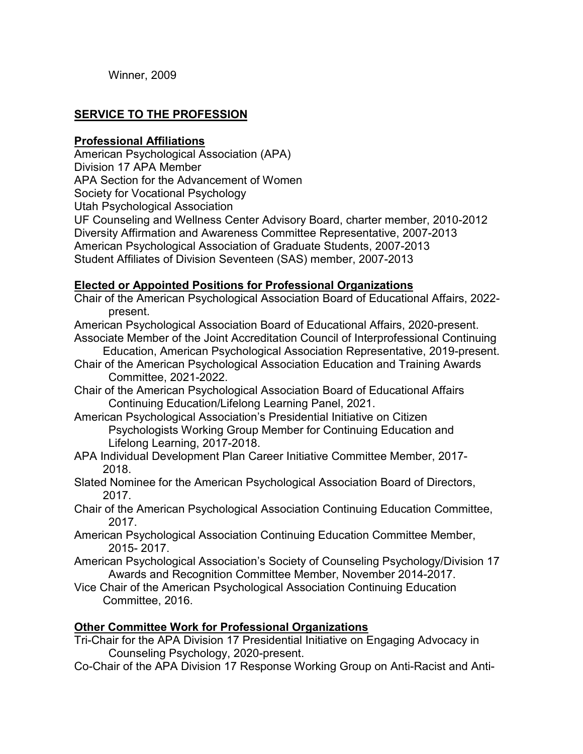Winner, 2009

## SERVICE TO THE PROFESSION

### Professional Affiliations

American Psychological Association (APA)
Division 17 APA Member
APA Section for the Advancement of Women
Society for Vocational Psychology
Utah Psychological Association
UF Counseling and Wellness Center Advisory Board, charter member, 2010-2012
Diversity Affirmation and Awareness Committee Representative, 2007-2013
American Psychological Association of Graduate Students, 2007-2013
Student Affiliates of Division Seventeen (SAS) member, 2007-2013

### Elected or Appointed Positions for Professional Organizations

Chair of the American Psychological Association Board of Educational Affairs, 2022-present.

American Psychological Association Board of Educational Affairs, 2020-present.

Associate Member of the Joint Accreditation Council of Interprofessional Continuing Education, American Psychological Association Representative, 2019-present.

Chair of the American Psychological Association Education and Training Awards Committee, 2021-2022.

Chair of the American Psychological Association Board of Educational Affairs Continuing Education/Lifelong Learning Panel, 2021.

American Psychological Association's Presidential Initiative on Citizen Psychologists Working Group Member for Continuing Education and Lifelong Learning, 2017-2018.

APA Individual Development Plan Career Initiative Committee Member, 2017-2018.

Slated Nominee for the American Psychological Association Board of Directors, 2017.

Chair of the American Psychological Association Continuing Education Committee, 2017.

American Psychological Association Continuing Education Committee Member, 2015- 2017.

American Psychological Association's Society of Counseling Psychology/Division 17 Awards and Recognition Committee Member, November 2014-2017.

Vice Chair of the American Psychological Association Continuing Education Committee, 2016.

### Other Committee Work for Professional Organizations

Tri-Chair for the APA Division 17 Presidential Initiative on Engaging Advocacy in Counseling Psychology, 2020-present.

Co-Chair of the APA Division 17 Response Working Group on Anti-Racist and Anti-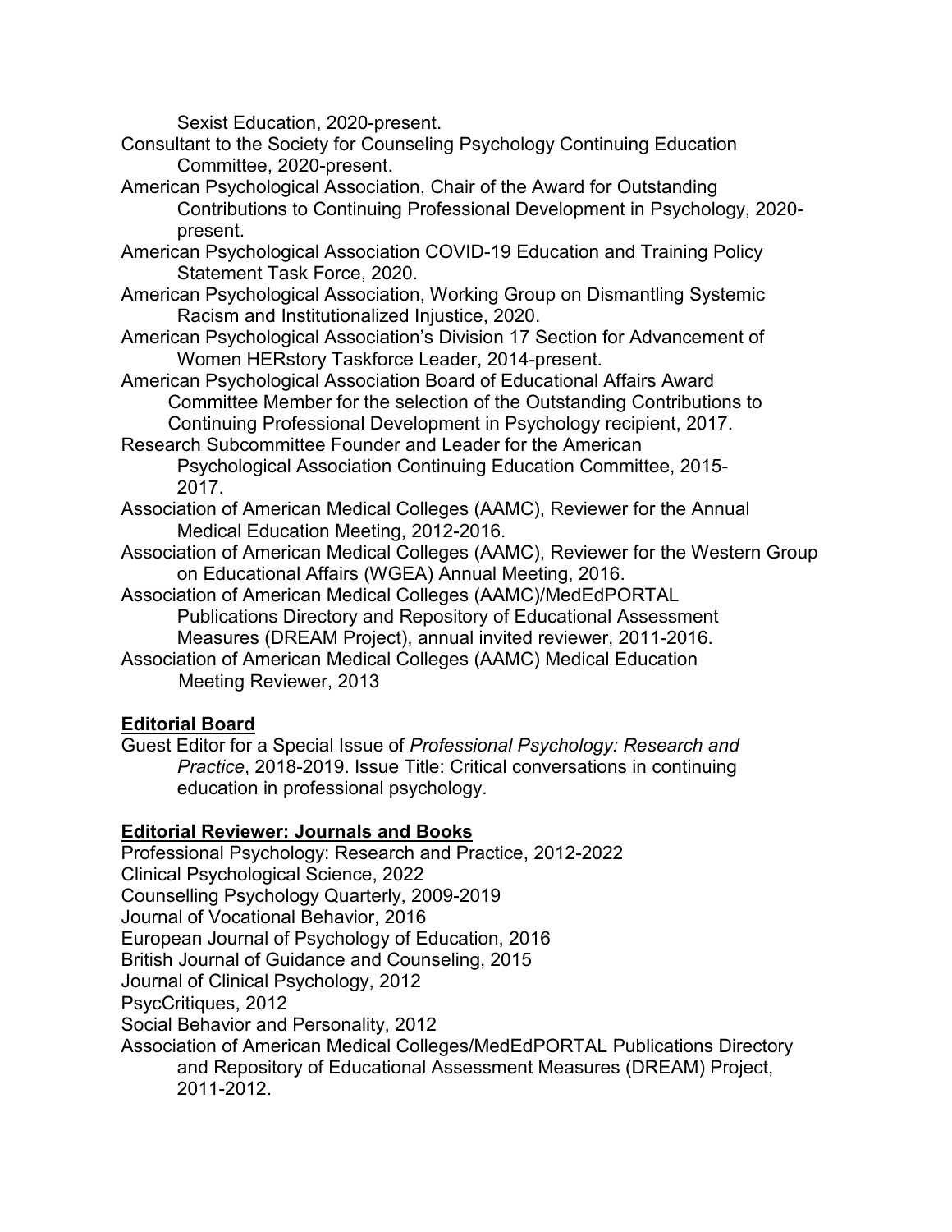Sexist Education, 2020-present.

Consultant to the Society for Counseling Psychology Continuing Education Committee, 2020-present.

American Psychological Association, Chair of the Award for Outstanding Contributions to Continuing Professional Development in Psychology, 2020-present.

American Psychological Association COVID-19 Education and Training Policy Statement Task Force, 2020.

American Psychological Association, Working Group on Dismantling Systemic Racism and Institutionalized Injustice, 2020.

American Psychological Association's Division 17 Section for Advancement of Women HERstory Taskforce Leader, 2014-present.

American Psychological Association Board of Educational Affairs Award Committee Member for the selection of the Outstanding Contributions to Continuing Professional Development in Psychology recipient, 2017.

Research Subcommittee Founder and Leader for the American Psychological Association Continuing Education Committee, 2015-2017.

Association of American Medical Colleges (AAMC), Reviewer for the Annual Medical Education Meeting, 2012-2016.

Association of American Medical Colleges (AAMC), Reviewer for the Western Group on Educational Affairs (WGEA) Annual Meeting, 2016.

Association of American Medical Colleges (AAMC)/MedEdPORTAL Publications Directory and Repository of Educational Assessment Measures (DREAM Project), annual invited reviewer, 2011-2016.

Association of American Medical Colleges (AAMC) Medical Education Meeting Reviewer, 2013

## Editorial Board

Guest Editor for a Special Issue of *Professional Psychology: Research and Practice*, 2018-2019. Issue Title: Critical conversations in continuing education in professional psychology.

## Editorial Reviewer: Journals and Books

Professional Psychology: Research and Practice, 2012-2022
Clinical Psychological Science, 2022
Counselling Psychology Quarterly, 2009-2019
Journal of Vocational Behavior, 2016
European Journal of Psychology of Education, 2016
British Journal of Guidance and Counseling, 2015
Journal of Clinical Psychology, 2012
PsycCritiques, 2012
Social Behavior and Personality, 2012
Association of American Medical Colleges/MedEdPORTAL Publications Directory and Repository of Educational Assessment Measures (DREAM) Project, 2011-2012.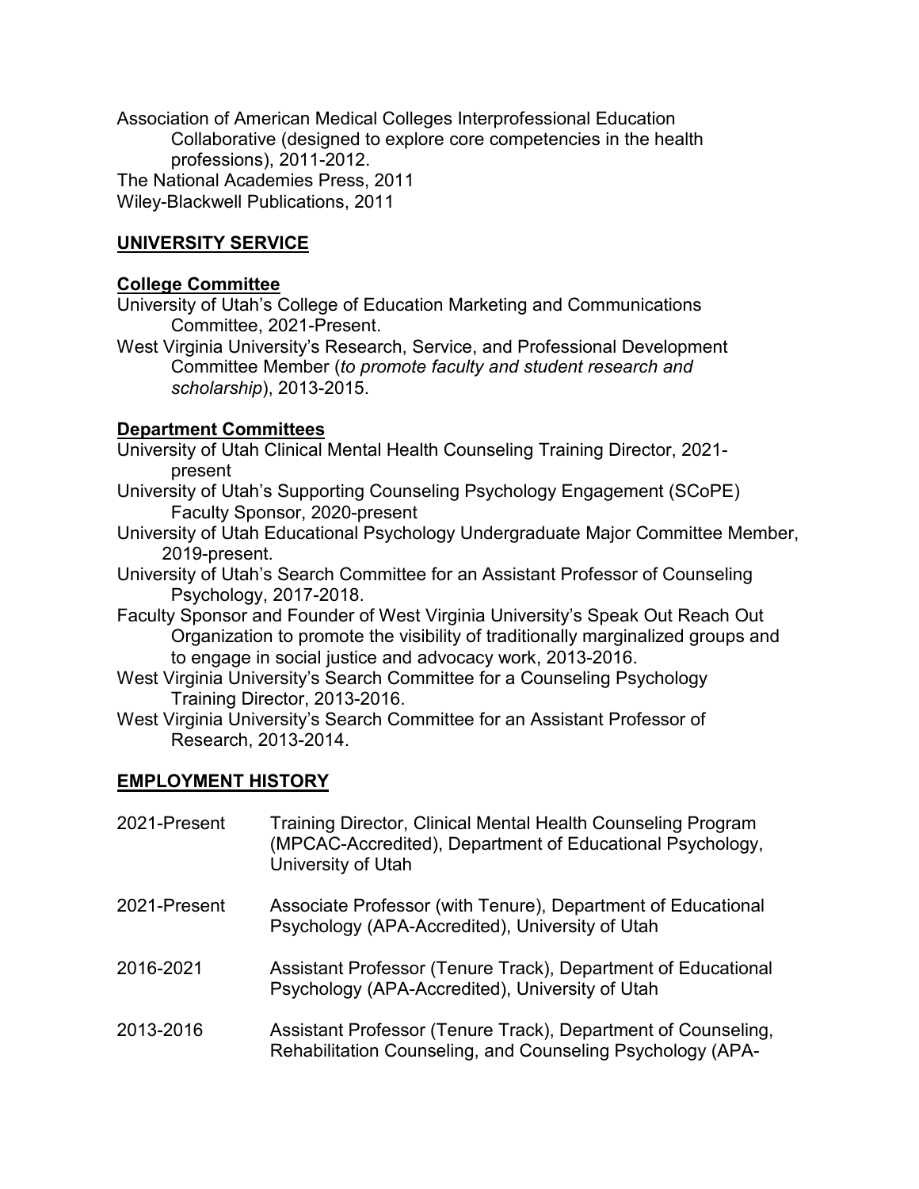Association of American Medical Colleges Interprofessional Education Collaborative (designed to explore core competencies in the health professions), 2011-2012.

The National Academies Press, 2011

Wiley-Blackwell Publications, 2011

## UNIVERSITY SERVICE

### College Committee

University of Utah's College of Education Marketing and Communications Committee, 2021-Present.

West Virginia University's Research, Service, and Professional Development Committee Member (*to promote faculty and student research and scholarship*), 2013-2015.

### Department Committees

University of Utah Clinical Mental Health Counseling Training Director, 2021-present

University of Utah's Supporting Counseling Psychology Engagement (SCoPE) Faculty Sponsor, 2020-present

University of Utah Educational Psychology Undergraduate Major Committee Member, 2019-present.

University of Utah's Search Committee for an Assistant Professor of Counseling Psychology, 2017-2018.

Faculty Sponsor and Founder of West Virginia University's Speak Out Reach Out Organization to promote the visibility of traditionally marginalized groups and to engage in social justice and advocacy work, 2013-2016.

West Virginia University's Search Committee for a Counseling Psychology Training Director, 2013-2016.

West Virginia University's Search Committee for an Assistant Professor of Research, 2013-2014.

## EMPLOYMENT HISTORY

2021-Present — Training Director, Clinical Mental Health Counseling Program (MPCAC-Accredited), Department of Educational Psychology, University of Utah

2021-Present — Associate Professor (with Tenure), Department of Educational Psychology (APA-Accredited), University of Utah

2016-2021 — Assistant Professor (Tenure Track), Department of Educational Psychology (APA-Accredited), University of Utah

2013-2016 — Assistant Professor (Tenure Track), Department of Counseling, Rehabilitation Counseling, and Counseling Psychology (APA-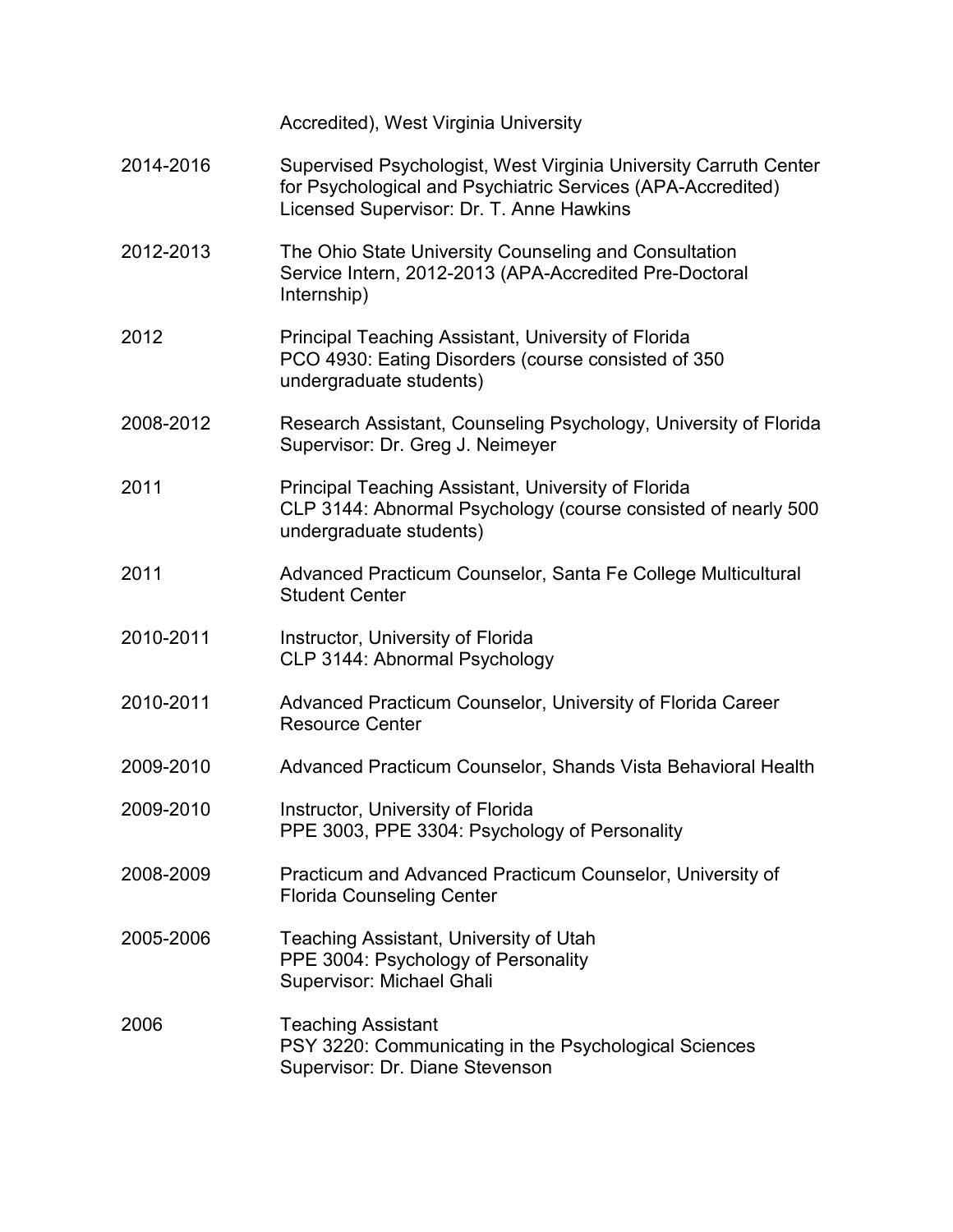| | |
|---|---|
| | Accredited), West Virginia University |
| 2014-2016 | Supervised Psychologist, West Virginia University Carruth Center for Psychological and Psychiatric Services (APA-Accredited)<br>Licensed Supervisor: Dr. T. Anne Hawkins |
| 2012-2013 | The Ohio State University Counseling and Consultation Service Intern, 2012-2013 (APA-Accredited Pre-Doctoral Internship) |
| 2012 | Principal Teaching Assistant, University of Florida<br>PCO 4930: Eating Disorders (course consisted of 350 undergraduate students) |
| 2008-2012 | Research Assistant, Counseling Psychology, University of Florida<br>Supervisor: Dr. Greg J. Neimeyer |
| 2011 | Principal Teaching Assistant, University of Florida<br>CLP 3144: Abnormal Psychology (course consisted of nearly 500 undergraduate students) |
| 2011 | Advanced Practicum Counselor, Santa Fe College Multicultural Student Center |
| 2010-2011 | Instructor, University of Florida<br>CLP 3144: Abnormal Psychology |
| 2010-2011 | Advanced Practicum Counselor, University of Florida Career Resource Center |
| 2009-2010 | Advanced Practicum Counselor, Shands Vista Behavioral Health |
| 2009-2010 | Instructor, University of Florida<br>PPE 3003, PPE 3304: Psychology of Personality |
| 2008-2009 | Practicum and Advanced Practicum Counselor, University of Florida Counseling Center |
| 2005-2006 | Teaching Assistant, University of Utah<br>PPE 3004: Psychology of Personality<br>Supervisor: Michael Ghali |
| 2006 | Teaching Assistant<br>PSY 3220: Communicating in the Psychological Sciences<br>Supervisor: Dr. Diane Stevenson |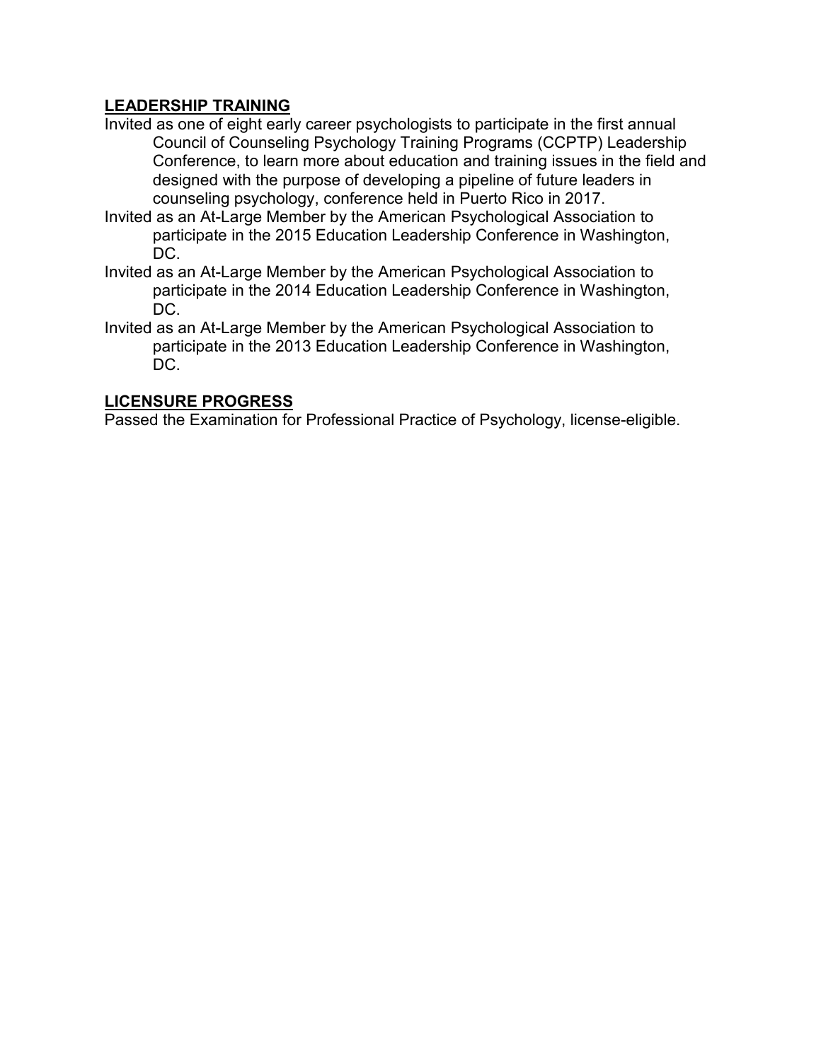## **LEADERSHIP TRAINING**

Invited as one of eight early career psychologists to participate in the first annual Council of Counseling Psychology Training Programs (CCPTP) Leadership Conference, to learn more about education and training issues in the field and designed with the purpose of developing a pipeline of future leaders in counseling psychology, conference held in Puerto Rico in 2017.

Invited as an At-Large Member by the American Psychological Association to participate in the 2015 Education Leadership Conference in Washington, DC.

Invited as an At-Large Member by the American Psychological Association to participate in the 2014 Education Leadership Conference in Washington, DC.

Invited as an At-Large Member by the American Psychological Association to participate in the 2013 Education Leadership Conference in Washington, DC.

## **LICENSURE PROGRESS**

Passed the Examination for Professional Practice of Psychology, license-eligible.